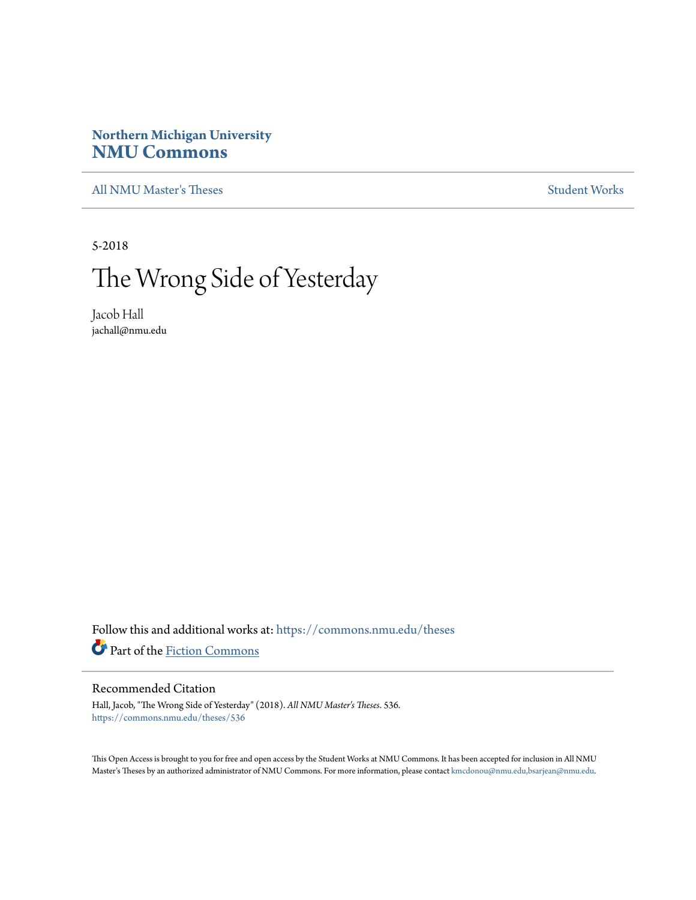**Northern Michigan University**
# NMU Commons

All NMU Master's Theses | Student Works

5-2018

# The Wrong Side of Yesterday

Jacob Hall
jachall@nmu.edu

Follow this and additional works at: https://commons.nmu.edu/theses

Part of the Fiction Commons

## Recommended Citation

Hall, Jacob, "The Wrong Side of Yesterday" (2018). *All NMU Master's Theses*. 536.
https://commons.nmu.edu/theses/536

This Open Access is brought to you for free and open access by the Student Works at NMU Commons. It has been accepted for inclusion in All NMU Master's Theses by an authorized administrator of NMU Commons. For more information, please contact kmcdonou@nmu.edu,bsarjean@nmu.edu.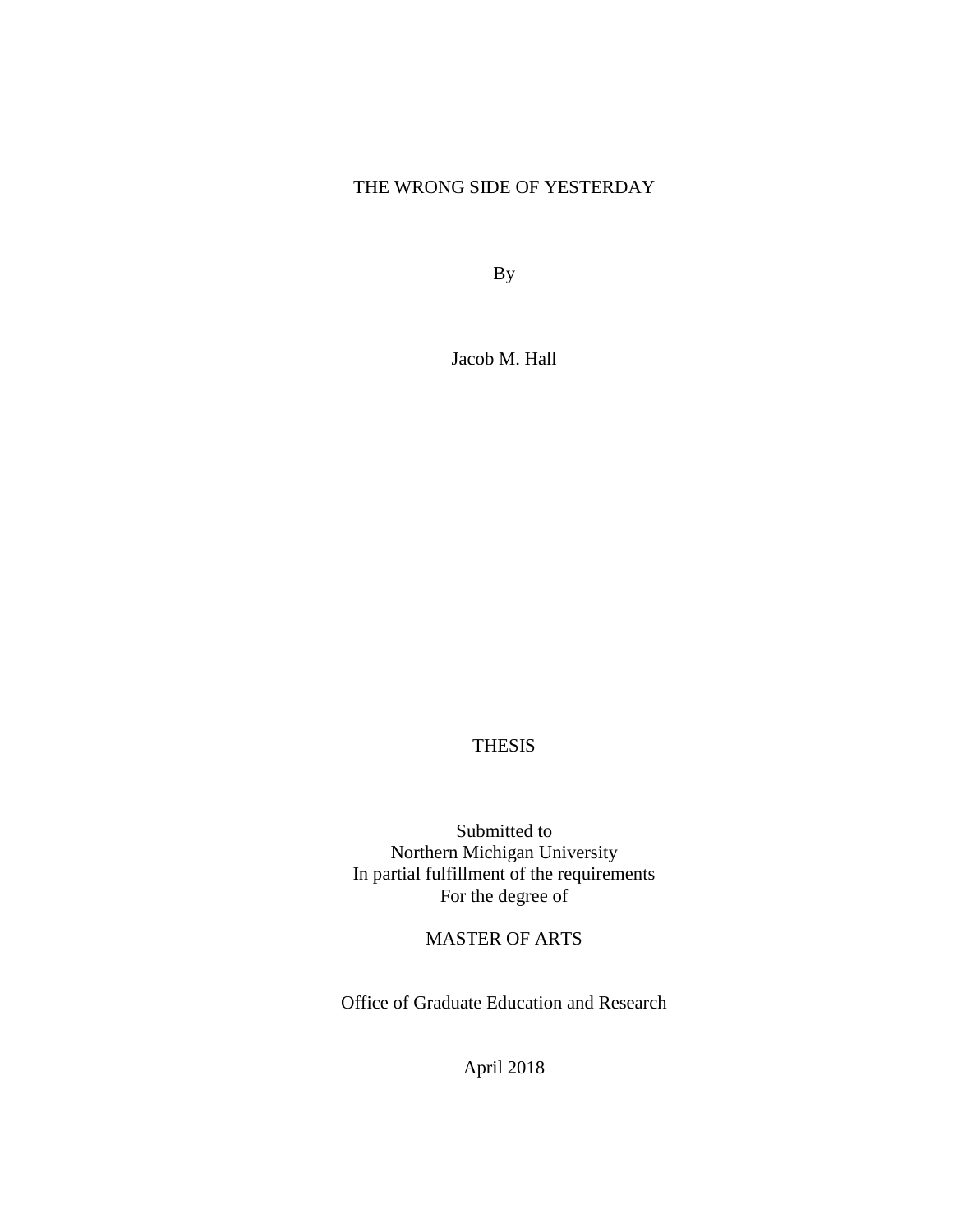# THE WRONG SIDE OF YESTERDAY

By

Jacob M. Hall

THESIS

Submitted to
Northern Michigan University
In partial fulfillment of the requirements
For the degree of

MASTER OF ARTS

Office of Graduate Education and Research

April 2018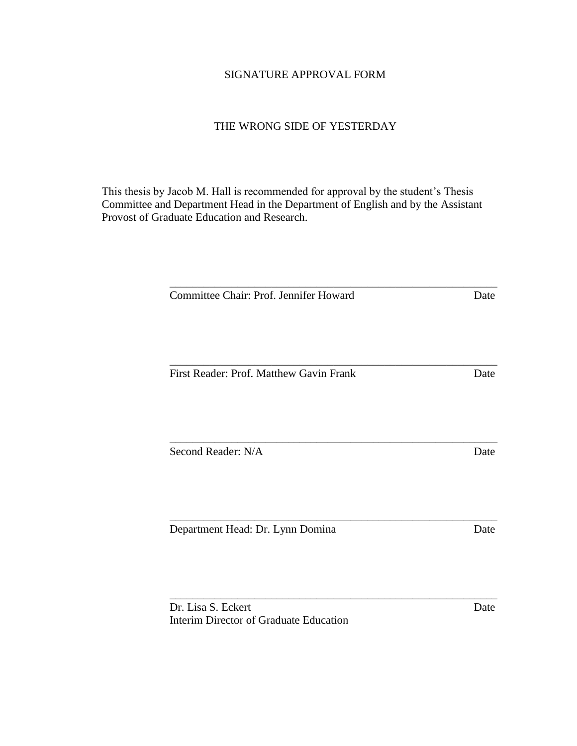SIGNATURE APPROVAL FORM

THE WRONG SIDE OF YESTERDAY

This thesis by Jacob M. Hall is recommended for approval by the student's Thesis Committee and Department Head in the Department of English and by the Assistant Provost of Graduate Education and Research.

\_\_\_\_\_\_\_\_\_\_\_\_\_\_\_\_\_\_\_\_\_\_\_\_\_\_\_\_\_\_\_\_\_\_\_\_\_\_\_\_\_\_\_\_\_\_\_\_\_\_\_\_\_\_\_\_

Committee Chair: Prof. Jennifer Howard                                  Date

\_\_\_\_\_\_\_\_\_\_\_\_\_\_\_\_\_\_\_\_\_\_\_\_\_\_\_\_\_\_\_\_\_\_\_\_\_\_\_\_\_\_\_\_\_\_\_\_\_\_\_\_\_\_\_\_

First Reader: Prof. Matthew Gavin Frank                                  Date

\_\_\_\_\_\_\_\_\_\_\_\_\_\_\_\_\_\_\_\_\_\_\_\_\_\_\_\_\_\_\_\_\_\_\_\_\_\_\_\_\_\_\_\_\_\_\_\_\_\_\_\_\_\_\_\_

Second Reader: N/A                                  Date

\_\_\_\_\_\_\_\_\_\_\_\_\_\_\_\_\_\_\_\_\_\_\_\_\_\_\_\_\_\_\_\_\_\_\_\_\_\_\_\_\_\_\_\_\_\_\_\_\_\_\_\_\_\_\_\_

Department Head: Dr. Lynn Domina                                  Date

\_\_\_\_\_\_\_\_\_\_\_\_\_\_\_\_\_\_\_\_\_\_\_\_\_\_\_\_\_\_\_\_\_\_\_\_\_\_\_\_\_\_\_\_\_\_\_\_\_\_\_\_\_\_\_\_

Dr. Lisa S. Eckert                                  Date
Interim Director of Graduate Education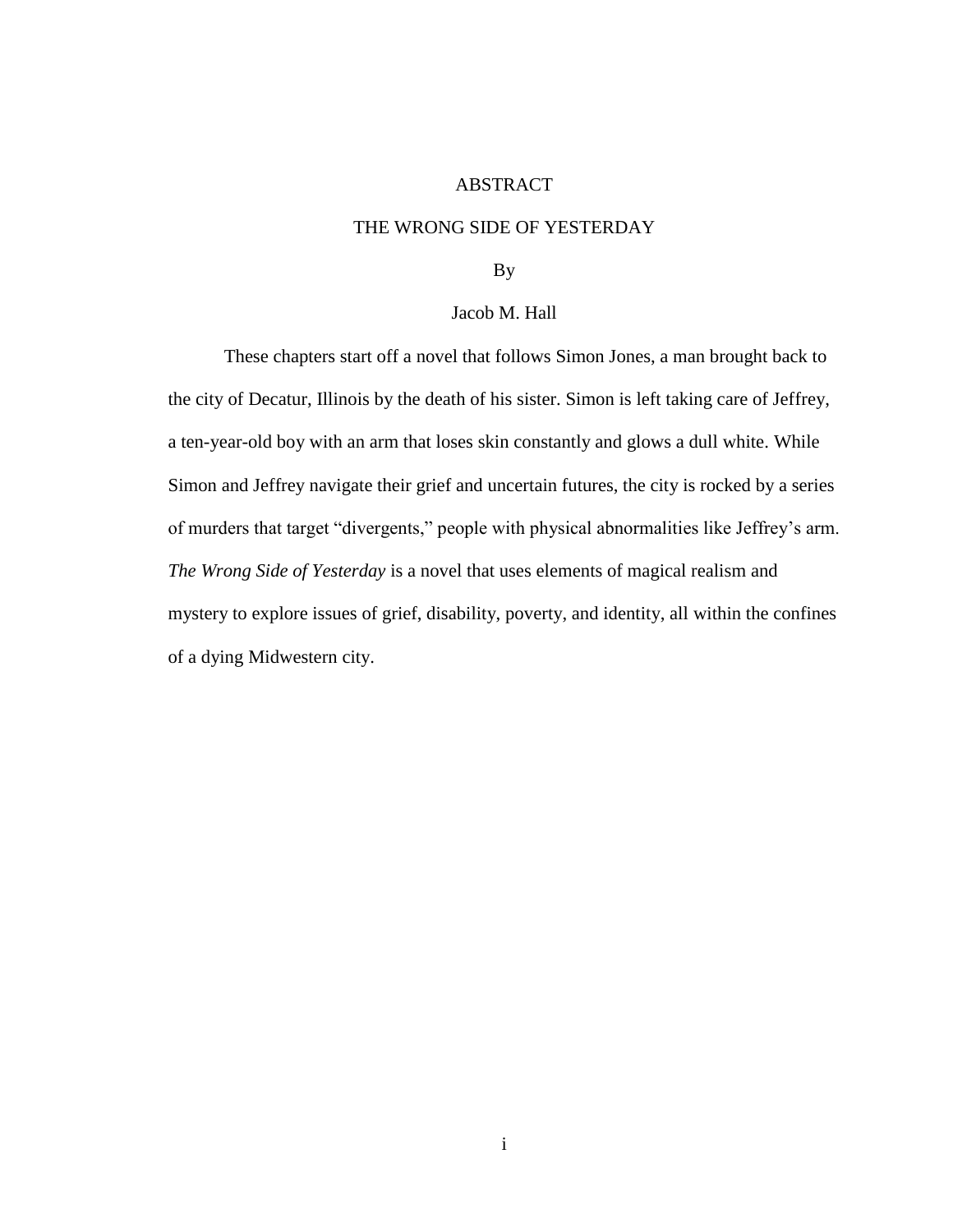# ABSTRACT

## THE WRONG SIDE OF YESTERDAY

By

Jacob M. Hall

These chapters start off a novel that follows Simon Jones, a man brought back to the city of Decatur, Illinois by the death of his sister. Simon is left taking care of Jeffrey, a ten-year-old boy with an arm that loses skin constantly and glows a dull white. While Simon and Jeffrey navigate their grief and uncertain futures, the city is rocked by a series of murders that target "divergents," people with physical abnormalities like Jeffrey's arm. *The Wrong Side of Yesterday* is a novel that uses elements of magical realism and mystery to explore issues of grief, disability, poverty, and identity, all within the confines of a dying Midwestern city.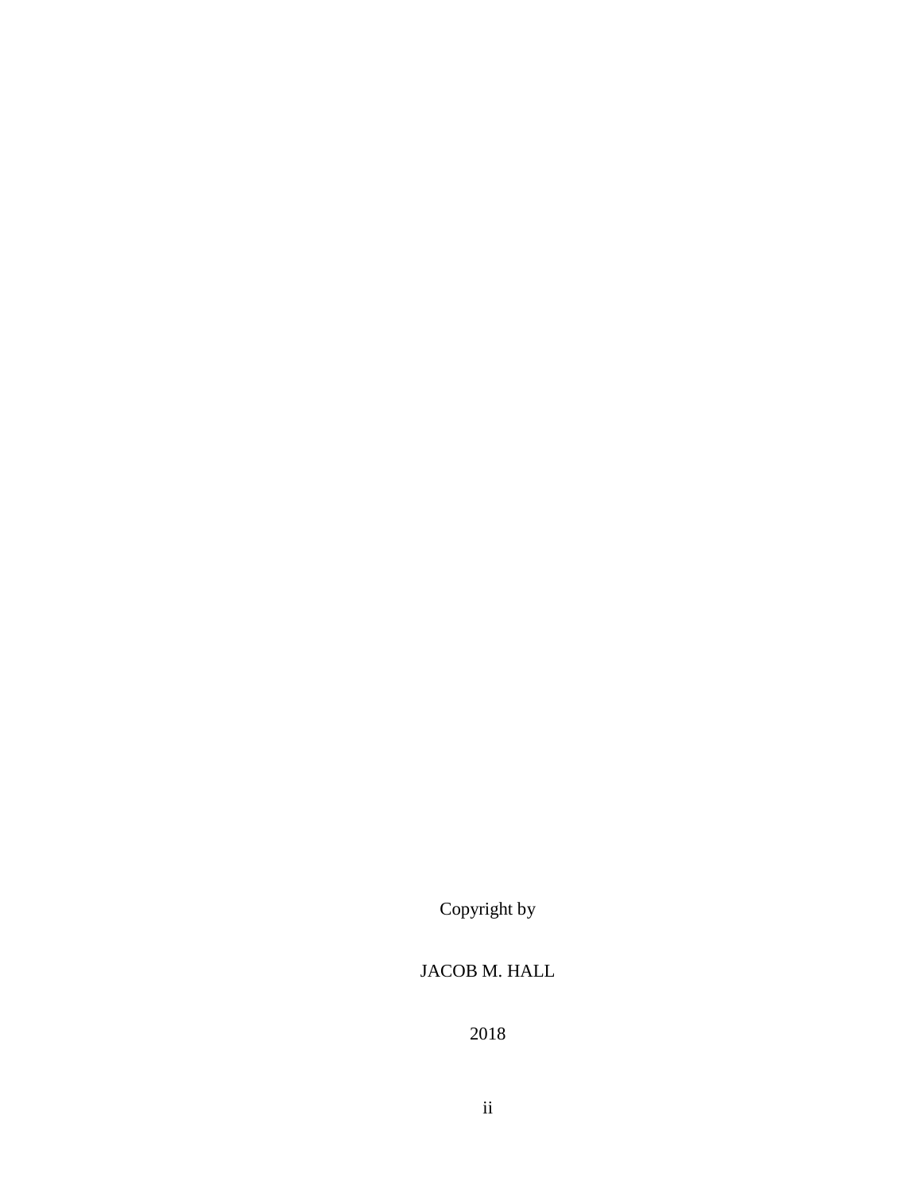Copyright by

JACOB M. HALL

2018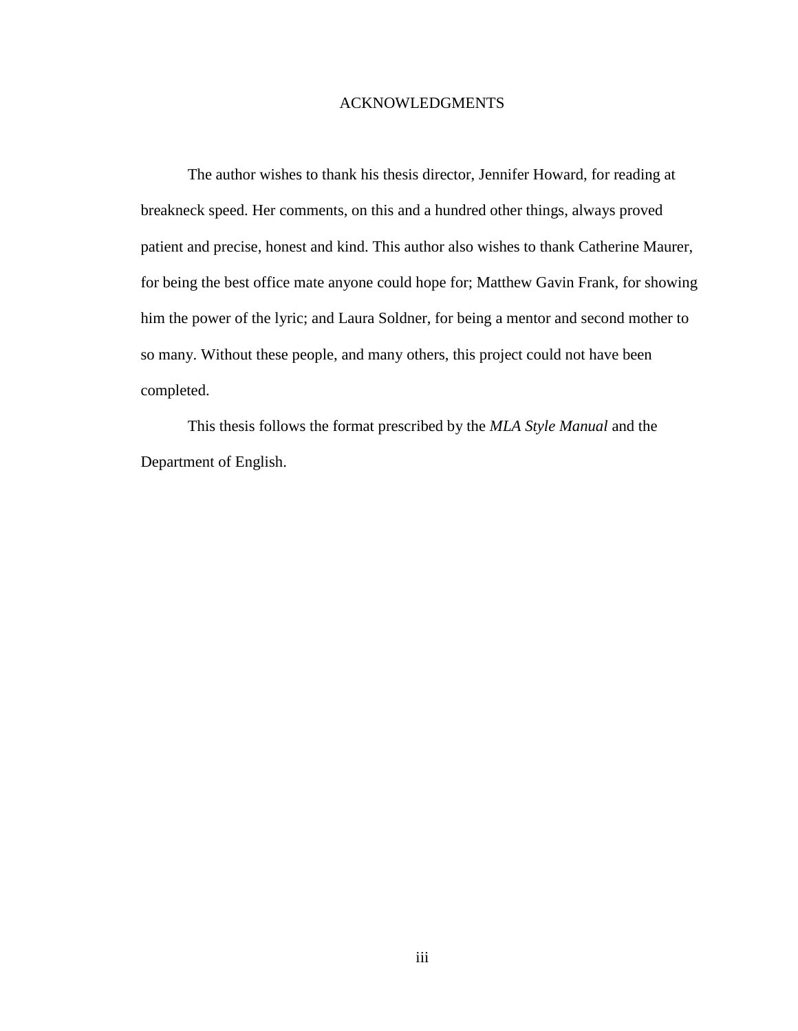# ACKNOWLEDGMENTS

The author wishes to thank his thesis director, Jennifer Howard, for reading at breakneck speed. Her comments, on this and a hundred other things, always proved patient and precise, honest and kind. This author also wishes to thank Catherine Maurer, for being the best office mate anyone could hope for; Matthew Gavin Frank, for showing him the power of the lyric; and Laura Soldner, for being a mentor and second mother to so many. Without these people, and many others, this project could not have been completed.

This thesis follows the format prescribed by the *MLA Style Manual* and the Department of English.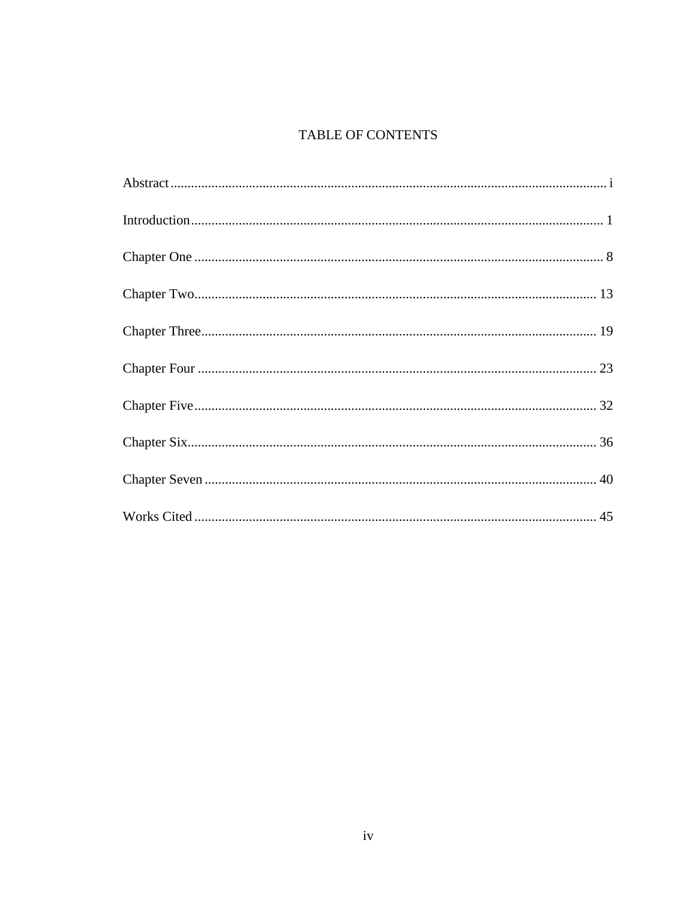# TABLE OF CONTENTS

Abstract .......... i

Introduction .......... 1

Chapter One .......... 8

Chapter Two .......... 13

Chapter Three .......... 19

Chapter Four .......... 23

Chapter Five .......... 32

Chapter Six .......... 36

Chapter Seven .......... 40

Works Cited .......... 45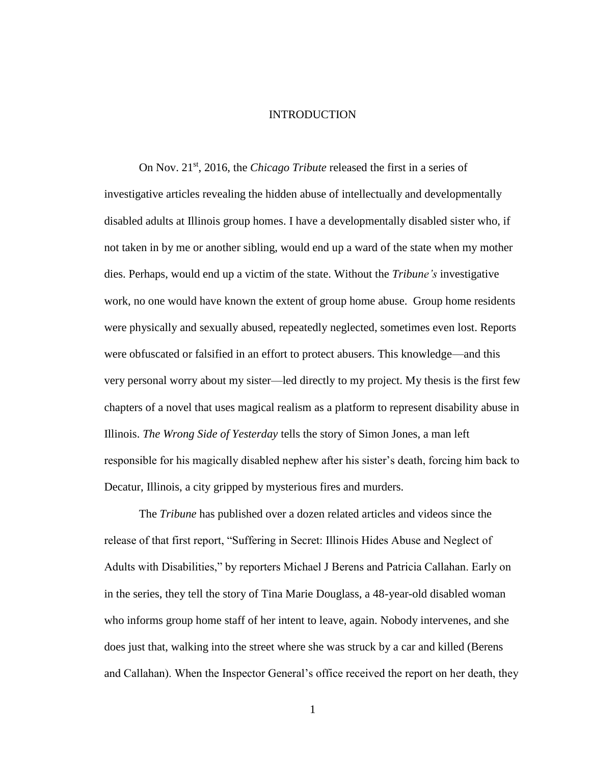# INTRODUCTION

On Nov. 21st, 2016, the *Chicago Tribute* released the first in a series of investigative articles revealing the hidden abuse of intellectually and developmentally disabled adults at Illinois group homes. I have a developmentally disabled sister who, if not taken in by me or another sibling, would end up a ward of the state when my mother dies. Perhaps, would end up a victim of the state. Without the *Tribune's* investigative work, no one would have known the extent of group home abuse. Group home residents were physically and sexually abused, repeatedly neglected, sometimes even lost. Reports were obfuscated or falsified in an effort to protect abusers. This knowledge—and this very personal worry about my sister—led directly to my project. My thesis is the first few chapters of a novel that uses magical realism as a platform to represent disability abuse in Illinois. *The Wrong Side of Yesterday* tells the story of Simon Jones, a man left responsible for his magically disabled nephew after his sister's death, forcing him back to Decatur, Illinois, a city gripped by mysterious fires and murders.

The *Tribune* has published over a dozen related articles and videos since the release of that first report, "Suffering in Secret: Illinois Hides Abuse and Neglect of Adults with Disabilities," by reporters Michael J Berens and Patricia Callahan. Early on in the series, they tell the story of Tina Marie Douglass, a 48-year-old disabled woman who informs group home staff of her intent to leave, again. Nobody intervenes, and she does just that, walking into the street where she was struck by a car and killed (Berens and Callahan). When the Inspector General's office received the report on her death, they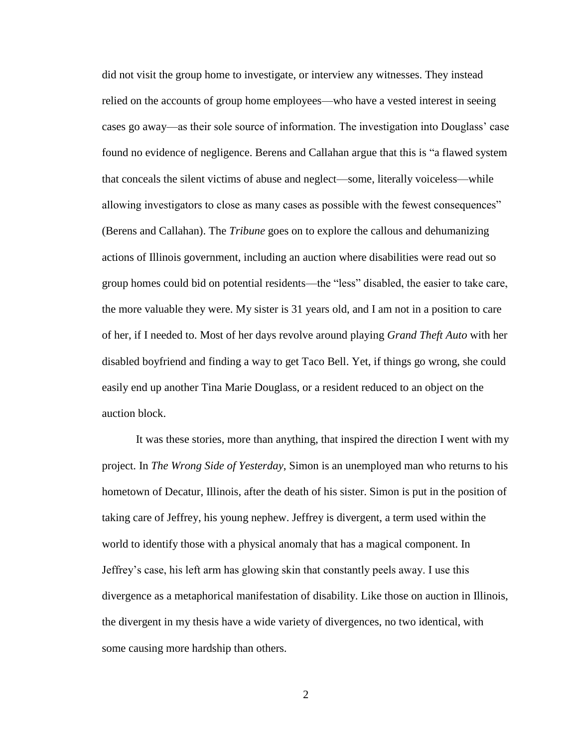did not visit the group home to investigate, or interview any witnesses. They instead relied on the accounts of group home employees—who have a vested interest in seeing cases go away—as their sole source of information. The investigation into Douglass' case found no evidence of negligence. Berens and Callahan argue that this is "a flawed system that conceals the silent victims of abuse and neglect—some, literally voiceless—while allowing investigators to close as many cases as possible with the fewest consequences" (Berens and Callahan). The *Tribune* goes on to explore the callous and dehumanizing actions of Illinois government, including an auction where disabilities were read out so group homes could bid on potential residents—the "less" disabled, the easier to take care, the more valuable they were. My sister is 31 years old, and I am not in a position to care of her, if I needed to. Most of her days revolve around playing *Grand Theft Auto* with her disabled boyfriend and finding a way to get Taco Bell. Yet, if things go wrong, she could easily end up another Tina Marie Douglass, or a resident reduced to an object on the auction block.

It was these stories, more than anything, that inspired the direction I went with my project. In *The Wrong Side of Yesterday*, Simon is an unemployed man who returns to his hometown of Decatur, Illinois, after the death of his sister. Simon is put in the position of taking care of Jeffrey, his young nephew. Jeffrey is divergent, a term used within the world to identify those with a physical anomaly that has a magical component. In Jeffrey's case, his left arm has glowing skin that constantly peels away. I use this divergence as a metaphorical manifestation of disability. Like those on auction in Illinois, the divergent in my thesis have a wide variety of divergences, no two identical, with some causing more hardship than others.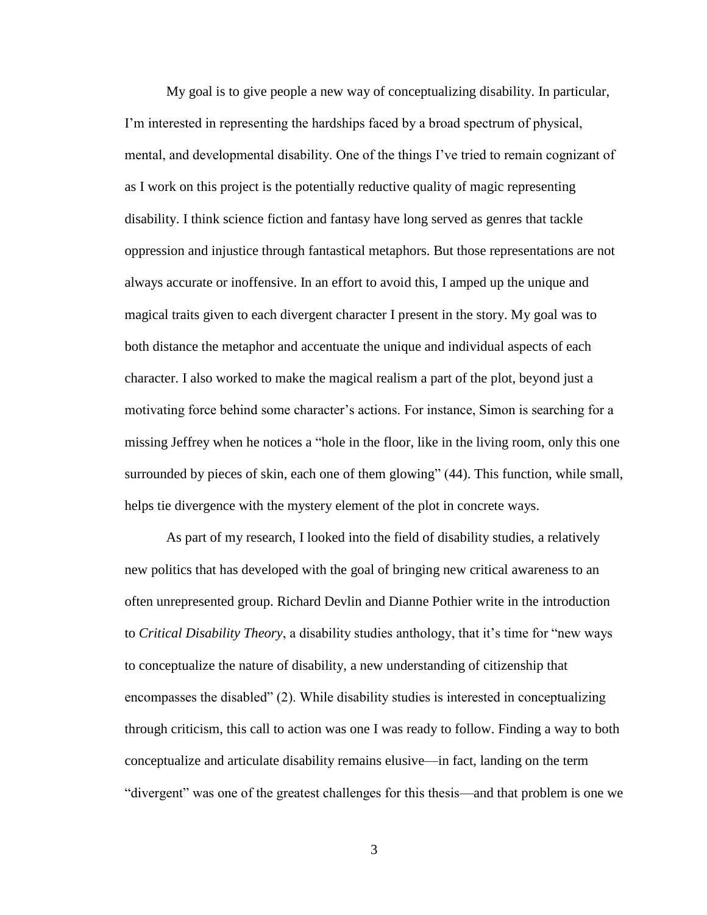My goal is to give people a new way of conceptualizing disability. In particular, I'm interested in representing the hardships faced by a broad spectrum of physical, mental, and developmental disability. One of the things I've tried to remain cognizant of as I work on this project is the potentially reductive quality of magic representing disability. I think science fiction and fantasy have long served as genres that tackle oppression and injustice through fantastical metaphors. But those representations are not always accurate or inoffensive. In an effort to avoid this, I amped up the unique and magical traits given to each divergent character I present in the story. My goal was to both distance the metaphor and accentuate the unique and individual aspects of each character. I also worked to make the magical realism a part of the plot, beyond just a motivating force behind some character's actions. For instance, Simon is searching for a missing Jeffrey when he notices a "hole in the floor, like in the living room, only this one surrounded by pieces of skin, each one of them glowing" (44). This function, while small, helps tie divergence with the mystery element of the plot in concrete ways.

As part of my research, I looked into the field of disability studies, a relatively new politics that has developed with the goal of bringing new critical awareness to an often unrepresented group. Richard Devlin and Dianne Pothier write in the introduction to *Critical Disability Theory*, a disability studies anthology, that it's time for "new ways to conceptualize the nature of disability, a new understanding of citizenship that encompasses the disabled" (2). While disability studies is interested in conceptualizing through criticism, this call to action was one I was ready to follow. Finding a way to both conceptualize and articulate disability remains elusive—in fact, landing on the term "divergent" was one of the greatest challenges for this thesis—and that problem is one we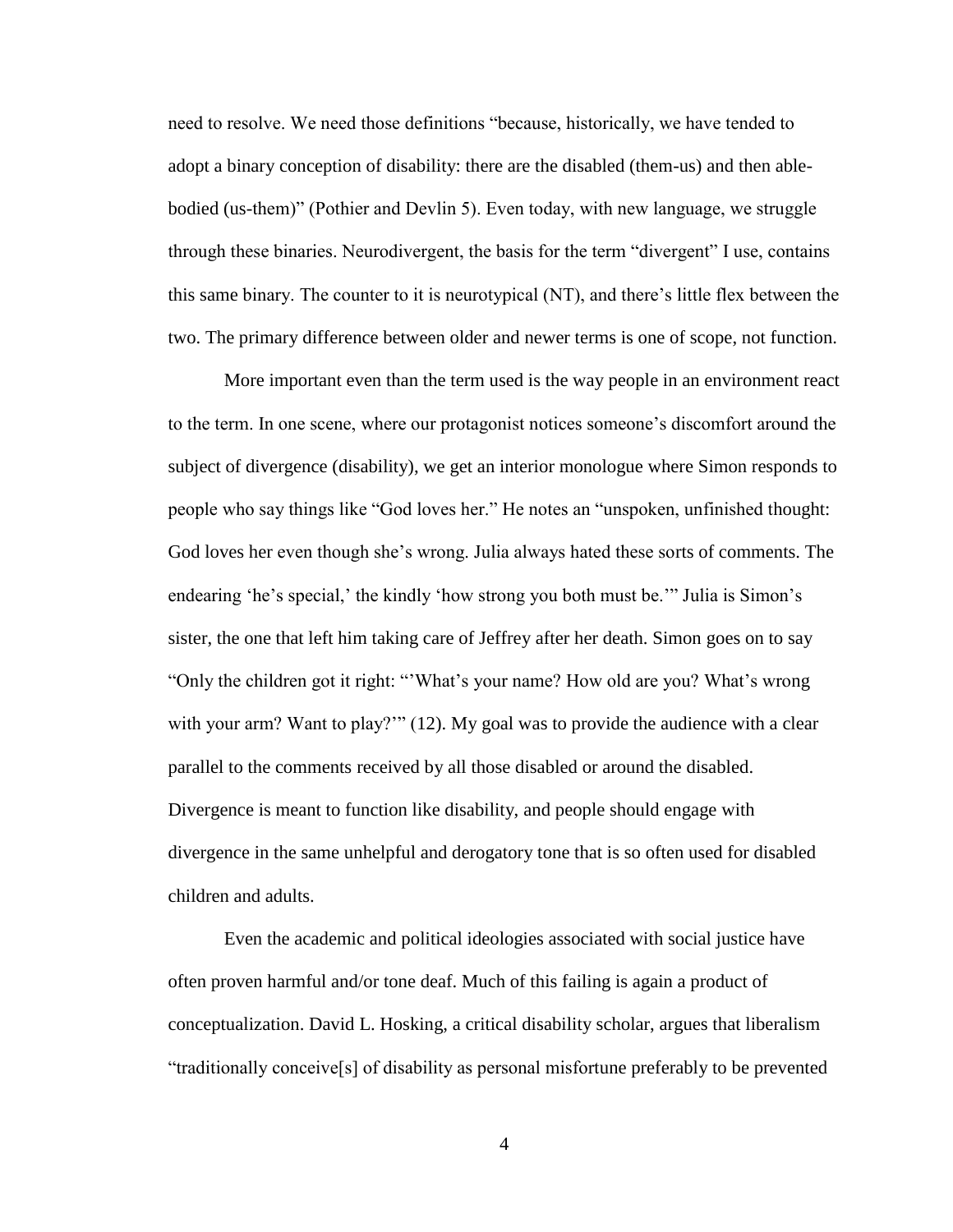need to resolve. We need those definitions "because, historically, we have tended to adopt a binary conception of disability: there are the disabled (them-us) and then able-bodied (us-them)" (Pothier and Devlin 5). Even today, with new language, we struggle through these binaries. Neurodivergent, the basis for the term "divergent" I use, contains this same binary. The counter to it is neurotypical (NT), and there's little flex between the two. The primary difference between older and newer terms is one of scope, not function.

More important even than the term used is the way people in an environment react to the term. In one scene, where our protagonist notices someone's discomfort around the subject of divergence (disability), we get an interior monologue where Simon responds to people who say things like "God loves her." He notes an "unspoken, unfinished thought: God loves her even though she's wrong. Julia always hated these sorts of comments. The endearing 'he's special,' the kindly 'how strong you both must be.'" Julia is Simon's sister, the one that left him taking care of Jeffrey after her death. Simon goes on to say "Only the children got it right: "'What's your name? How old are you? What's wrong with your arm? Want to play?'" (12). My goal was to provide the audience with a clear parallel to the comments received by all those disabled or around the disabled. Divergence is meant to function like disability, and people should engage with divergence in the same unhelpful and derogatory tone that is so often used for disabled children and adults.

Even the academic and political ideologies associated with social justice have often proven harmful and/or tone deaf. Much of this failing is again a product of conceptualization. David L. Hosking, a critical disability scholar, argues that liberalism "traditionally conceive[s] of disability as personal misfortune preferably to be prevented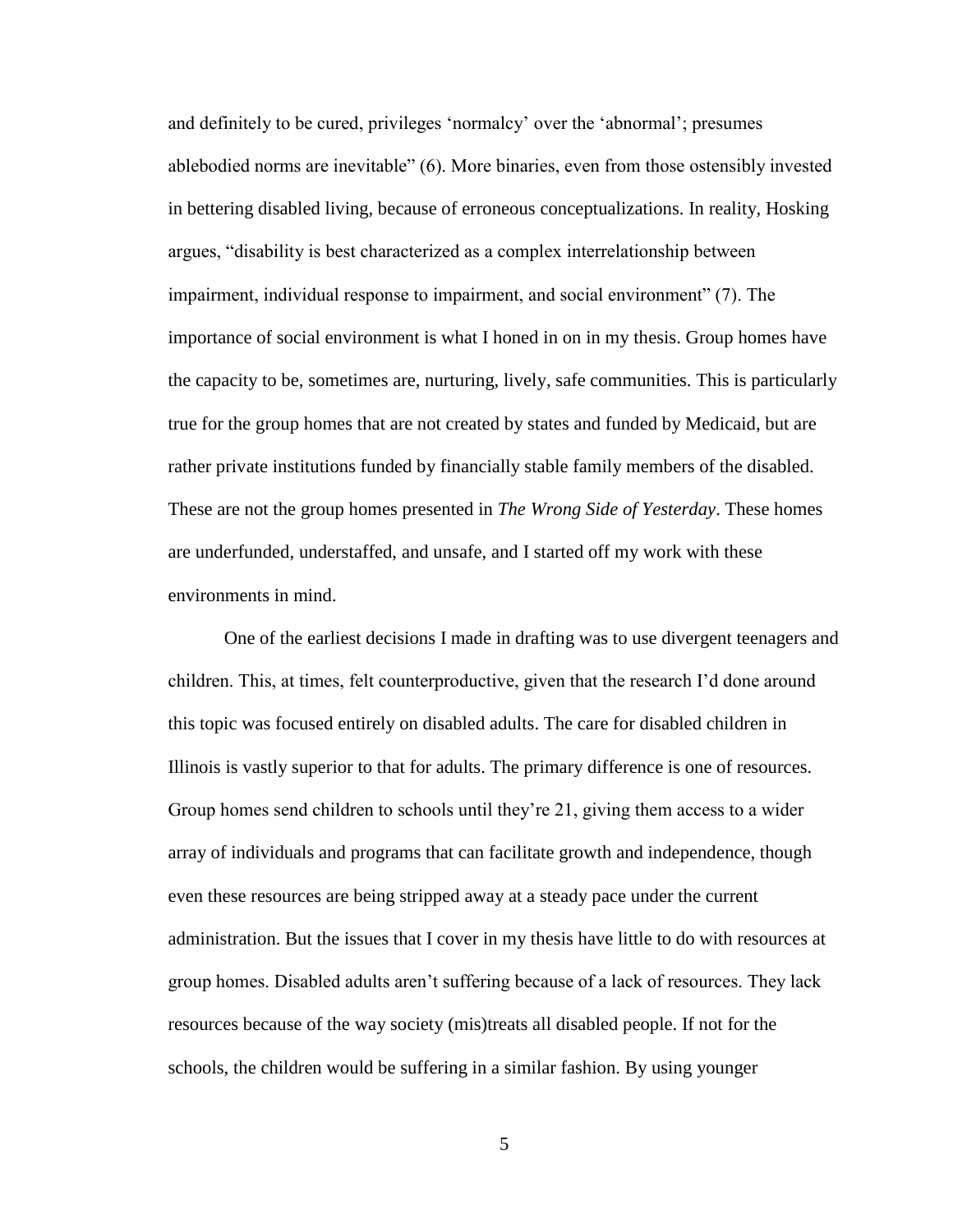and definitely to be cured, privileges 'normalcy' over the 'abnormal'; presumes ablebodied norms are inevitable" (6). More binaries, even from those ostensibly invested in bettering disabled living, because of erroneous conceptualizations. In reality, Hosking argues, "disability is best characterized as a complex interrelationship between impairment, individual response to impairment, and social environment" (7). The importance of social environment is what I honed in on in my thesis. Group homes have the capacity to be, sometimes are, nurturing, lively, safe communities. This is particularly true for the group homes that are not created by states and funded by Medicaid, but are rather private institutions funded by financially stable family members of the disabled. These are not the group homes presented in *The Wrong Side of Yesterday*. These homes are underfunded, understaffed, and unsafe, and I started off my work with these environments in mind.

One of the earliest decisions I made in drafting was to use divergent teenagers and children. This, at times, felt counterproductive, given that the research I'd done around this topic was focused entirely on disabled adults. The care for disabled children in Illinois is vastly superior to that for adults. The primary difference is one of resources. Group homes send children to schools until they're 21, giving them access to a wider array of individuals and programs that can facilitate growth and independence, though even these resources are being stripped away at a steady pace under the current administration. But the issues that I cover in my thesis have little to do with resources at group homes. Disabled adults aren't suffering because of a lack of resources. They lack resources because of the way society (mis)treats all disabled people. If not for the schools, the children would be suffering in a similar fashion. By using younger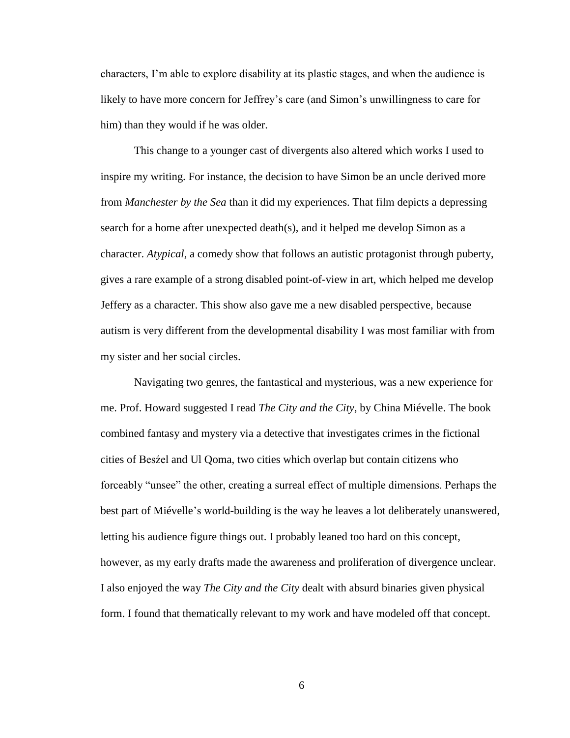characters, I'm able to explore disability at its plastic stages, and when the audience is likely to have more concern for Jeffrey's care (and Simon's unwillingness to care for him) than they would if he was older.

This change to a younger cast of divergents also altered which works I used to inspire my writing. For instance, the decision to have Simon be an uncle derived more from *Manchester by the Sea* than it did my experiences. That film depicts a depressing search for a home after unexpected death(s), and it helped me develop Simon as a character. *Atypical*, a comedy show that follows an autistic protagonist through puberty, gives a rare example of a strong disabled point-of-view in art, which helped me develop Jeffery as a character. This show also gave me a new disabled perspective, because autism is very different from the developmental disability I was most familiar with from my sister and her social circles.

Navigating two genres, the fantastical and mysterious, was a new experience for me. Prof. Howard suggested I read *The City and the City*, by China Miéville. The book combined fantasy and mystery via a detective that investigates crimes in the fictional cities of Besźel and Ul Qoma, two cities which overlap but contain citizens who forceably "unsee" the other, creating a surreal effect of multiple dimensions. Perhaps the best part of Miéville's world-building is the way he leaves a lot deliberately unanswered, letting his audience figure things out. I probably leaned too hard on this concept, however, as my early drafts made the awareness and proliferation of divergence unclear. I also enjoyed the way *The City and the City* dealt with absurd binaries given physical form. I found that thematically relevant to my work and have modeled off that concept.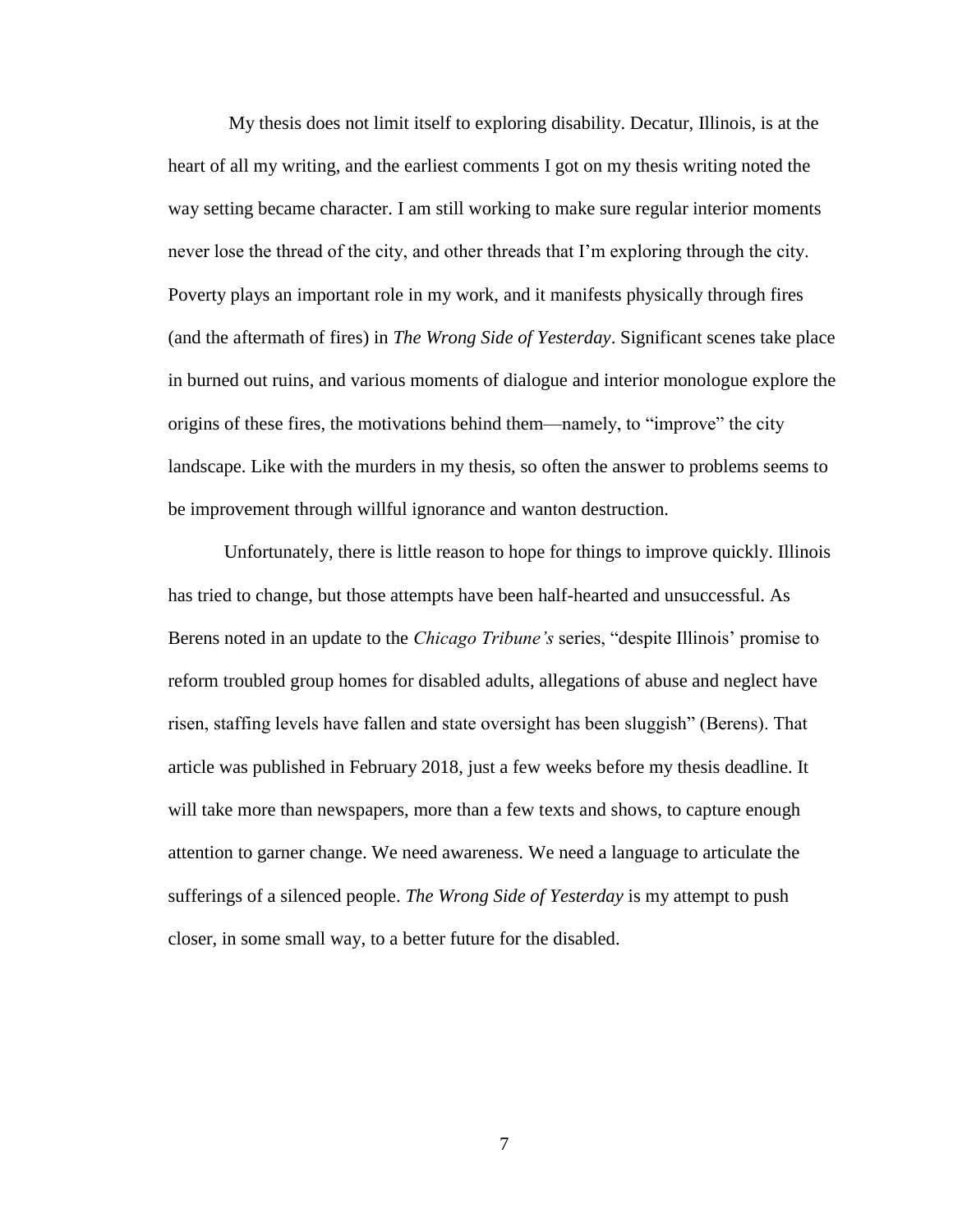My thesis does not limit itself to exploring disability. Decatur, Illinois, is at the heart of all my writing, and the earliest comments I got on my thesis writing noted the way setting became character. I am still working to make sure regular interior moments never lose the thread of the city, and other threads that I'm exploring through the city. Poverty plays an important role in my work, and it manifests physically through fires (and the aftermath of fires) in *The Wrong Side of Yesterday*. Significant scenes take place in burned out ruins, and various moments of dialogue and interior monologue explore the origins of these fires, the motivations behind them—namely, to "improve" the city landscape. Like with the murders in my thesis, so often the answer to problems seems to be improvement through willful ignorance and wanton destruction.

Unfortunately, there is little reason to hope for things to improve quickly. Illinois has tried to change, but those attempts have been half-hearted and unsuccessful. As Berens noted in an update to the *Chicago Tribune's* series, "despite Illinois' promise to reform troubled group homes for disabled adults, allegations of abuse and neglect have risen, staffing levels have fallen and state oversight has been sluggish" (Berens). That article was published in February 2018, just a few weeks before my thesis deadline. It will take more than newspapers, more than a few texts and shows, to capture enough attention to garner change. We need awareness. We need a language to articulate the sufferings of a silenced people. *The Wrong Side of Yesterday* is my attempt to push closer, in some small way, to a better future for the disabled.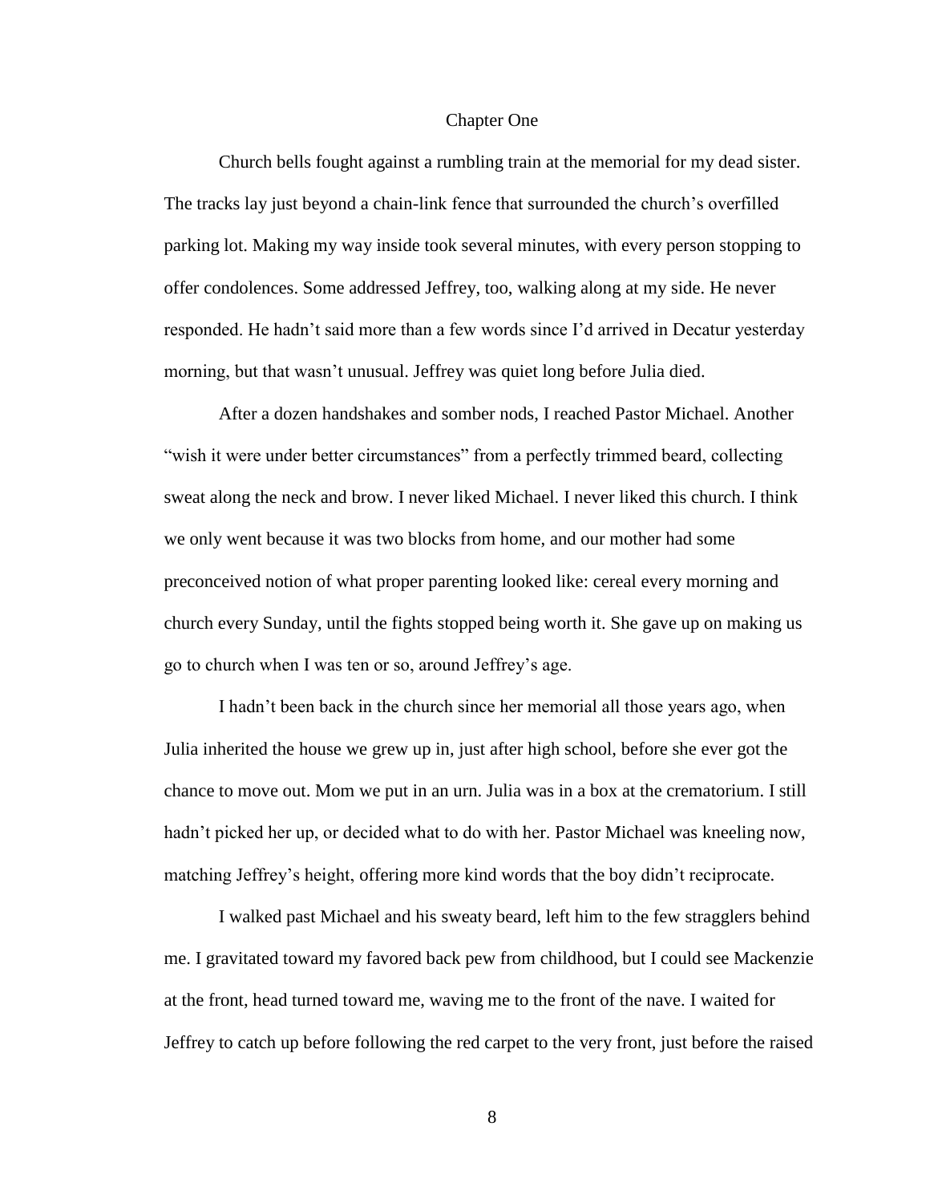# Chapter One

Church bells fought against a rumbling train at the memorial for my dead sister. The tracks lay just beyond a chain-link fence that surrounded the church's overfilled parking lot. Making my way inside took several minutes, with every person stopping to offer condolences. Some addressed Jeffrey, too, walking along at my side. He never responded. He hadn't said more than a few words since I'd arrived in Decatur yesterday morning, but that wasn't unusual. Jeffrey was quiet long before Julia died.

After a dozen handshakes and somber nods, I reached Pastor Michael. Another "wish it were under better circumstances" from a perfectly trimmed beard, collecting sweat along the neck and brow. I never liked Michael. I never liked this church. I think we only went because it was two blocks from home, and our mother had some preconceived notion of what proper parenting looked like: cereal every morning and church every Sunday, until the fights stopped being worth it. She gave up on making us go to church when I was ten or so, around Jeffrey's age.

I hadn't been back in the church since her memorial all those years ago, when Julia inherited the house we grew up in, just after high school, before she ever got the chance to move out. Mom we put in an urn. Julia was in a box at the crematorium. I still hadn't picked her up, or decided what to do with her. Pastor Michael was kneeling now, matching Jeffrey's height, offering more kind words that the boy didn't reciprocate.

I walked past Michael and his sweaty beard, left him to the few stragglers behind me. I gravitated toward my favored back pew from childhood, but I could see Mackenzie at the front, head turned toward me, waving me to the front of the nave. I waited for Jeffrey to catch up before following the red carpet to the very front, just before the raised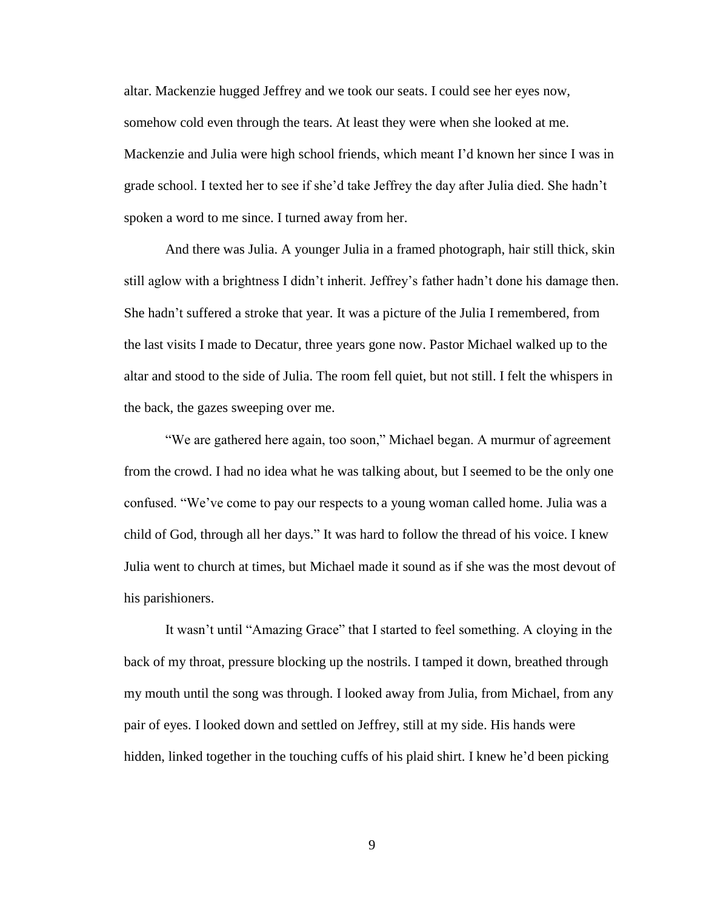altar. Mackenzie hugged Jeffrey and we took our seats. I could see her eyes now, somehow cold even through the tears. At least they were when she looked at me. Mackenzie and Julia were high school friends, which meant I'd known her since I was in grade school. I texted her to see if she'd take Jeffrey the day after Julia died. She hadn't spoken a word to me since. I turned away from her.

And there was Julia. A younger Julia in a framed photograph, hair still thick, skin still aglow with a brightness I didn't inherit. Jeffrey's father hadn't done his damage then. She hadn't suffered a stroke that year. It was a picture of the Julia I remembered, from the last visits I made to Decatur, three years gone now. Pastor Michael walked up to the altar and stood to the side of Julia. The room fell quiet, but not still. I felt the whispers in the back, the gazes sweeping over me.

"We are gathered here again, too soon," Michael began. A murmur of agreement from the crowd. I had no idea what he was talking about, but I seemed to be the only one confused. "We've come to pay our respects to a young woman called home. Julia was a child of God, through all her days." It was hard to follow the thread of his voice. I knew Julia went to church at times, but Michael made it sound as if she was the most devout of his parishioners.

It wasn't until "Amazing Grace" that I started to feel something. A cloying in the back of my throat, pressure blocking up the nostrils. I tamped it down, breathed through my mouth until the song was through. I looked away from Julia, from Michael, from any pair of eyes. I looked down and settled on Jeffrey, still at my side. His hands were hidden, linked together in the touching cuffs of his plaid shirt. I knew he'd been picking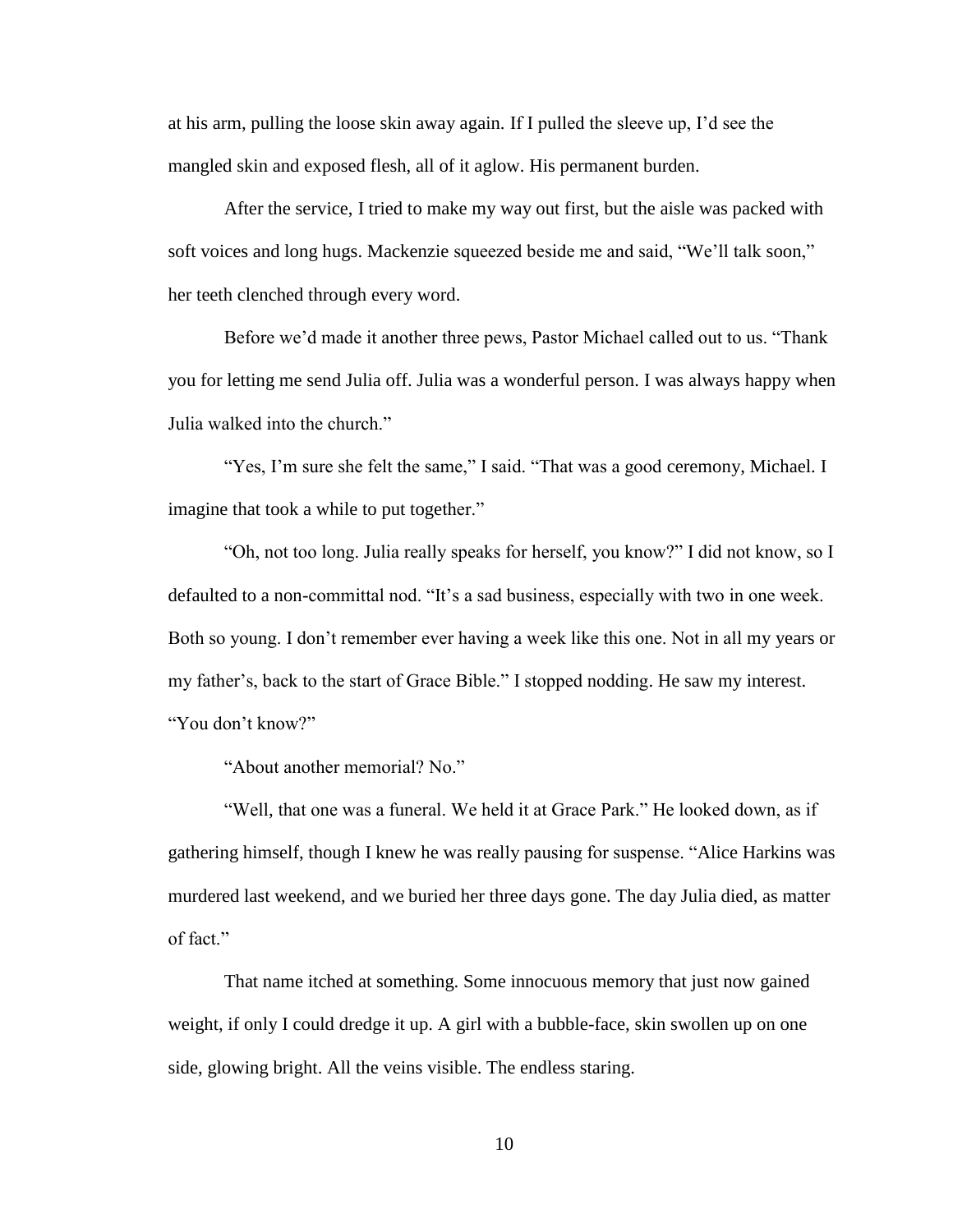at his arm, pulling the loose skin away again. If I pulled the sleeve up, I'd see the mangled skin and exposed flesh, all of it aglow. His permanent burden.

After the service, I tried to make my way out first, but the aisle was packed with soft voices and long hugs. Mackenzie squeezed beside me and said, "We'll talk soon," her teeth clenched through every word.

Before we'd made it another three pews, Pastor Michael called out to us. "Thank you for letting me send Julia off. Julia was a wonderful person. I was always happy when Julia walked into the church."

"Yes, I'm sure she felt the same," I said. "That was a good ceremony, Michael. I imagine that took a while to put together."

"Oh, not too long. Julia really speaks for herself, you know?" I did not know, so I defaulted to a non-committal nod. "It's a sad business, especially with two in one week. Both so young. I don't remember ever having a week like this one. Not in all my years or my father's, back to the start of Grace Bible." I stopped nodding. He saw my interest. "You don't know?"

"About another memorial? No."

"Well, that one was a funeral. We held it at Grace Park." He looked down, as if gathering himself, though I knew he was really pausing for suspense. "Alice Harkins was murdered last weekend, and we buried her three days gone. The day Julia died, as matter of fact."

That name itched at something. Some innocuous memory that just now gained weight, if only I could dredge it up. A girl with a bubble-face, skin swollen up on one side, glowing bright. All the veins visible. The endless staring.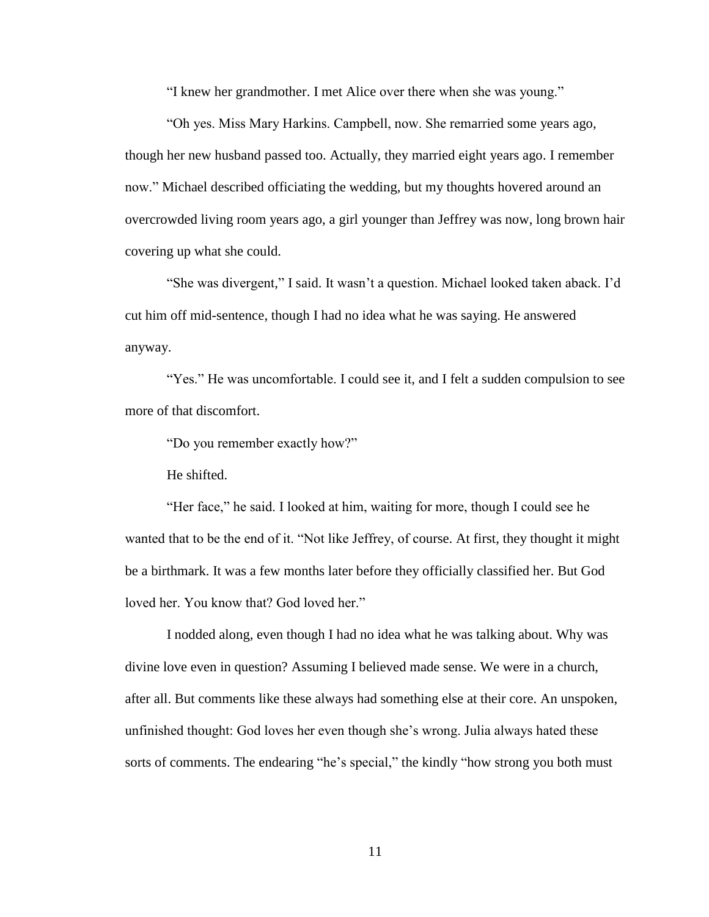"I knew her grandmother. I met Alice over there when she was young."

"Oh yes. Miss Mary Harkins. Campbell, now. She remarried some years ago, though her new husband passed too. Actually, they married eight years ago. I remember now." Michael described officiating the wedding, but my thoughts hovered around an overcrowded living room years ago, a girl younger than Jeffrey was now, long brown hair covering up what she could.

"She was divergent," I said. It wasn't a question. Michael looked taken aback. I'd cut him off mid-sentence, though I had no idea what he was saying. He answered anyway.

"Yes." He was uncomfortable. I could see it, and I felt a sudden compulsion to see more of that discomfort.

"Do you remember exactly how?"

He shifted.

"Her face," he said. I looked at him, waiting for more, though I could see he wanted that to be the end of it. "Not like Jeffrey, of course. At first, they thought it might be a birthmark. It was a few months later before they officially classified her. But God loved her. You know that? God loved her."

I nodded along, even though I had no idea what he was talking about. Why was divine love even in question? Assuming I believed made sense. We were in a church, after all. But comments like these always had something else at their core. An unspoken, unfinished thought: God loves her even though she's wrong. Julia always hated these sorts of comments. The endearing "he's special," the kindly "how strong you both must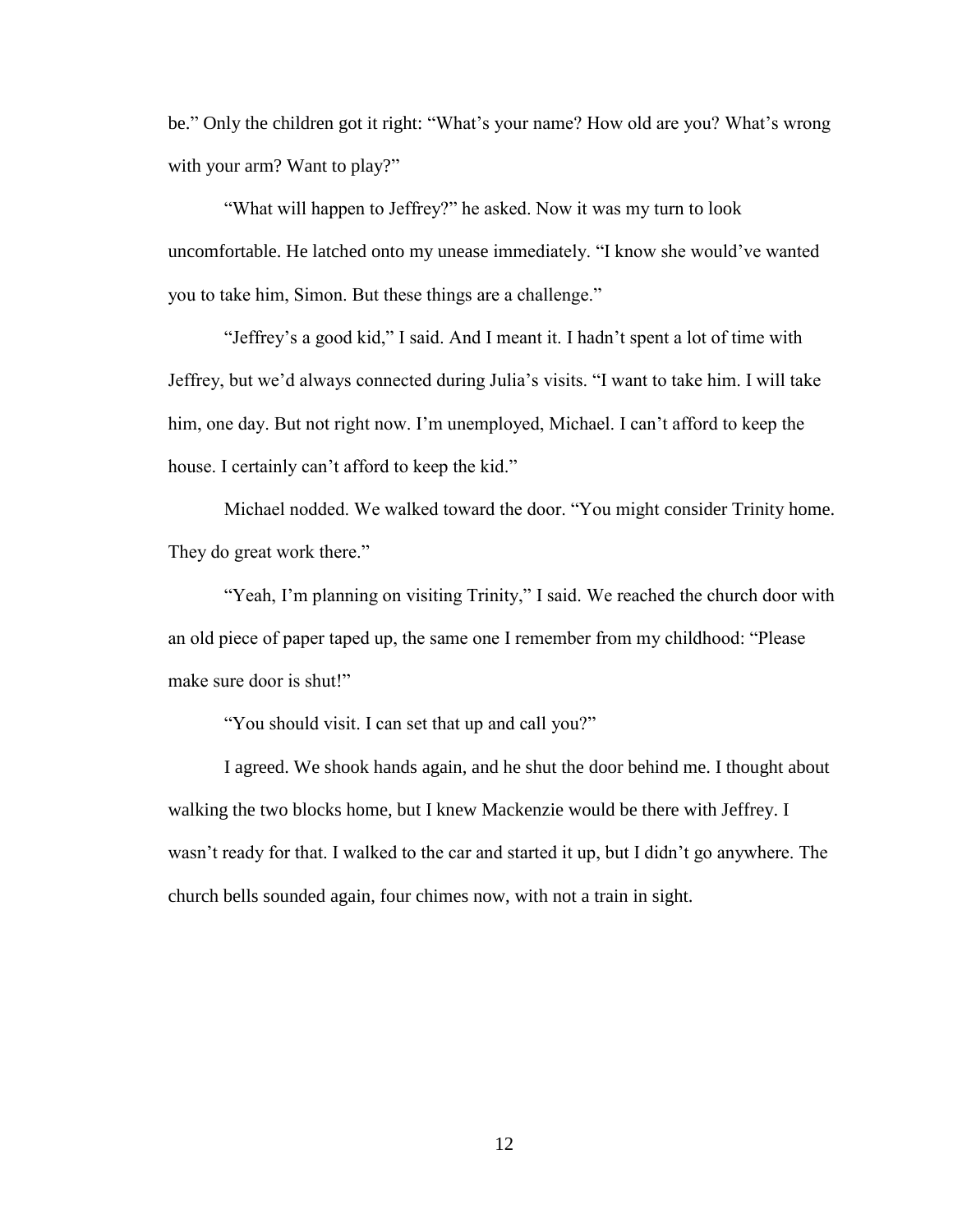be." Only the children got it right: "What's your name? How old are you? What's wrong with your arm? Want to play?"

"What will happen to Jeffrey?" he asked. Now it was my turn to look uncomfortable. He latched onto my unease immediately. "I know she would've wanted you to take him, Simon. But these things are a challenge."

"Jeffrey's a good kid," I said. And I meant it. I hadn't spent a lot of time with Jeffrey, but we'd always connected during Julia's visits. "I want to take him. I will take him, one day. But not right now. I'm unemployed, Michael. I can't afford to keep the house. I certainly can't afford to keep the kid."

Michael nodded. We walked toward the door. "You might consider Trinity home. They do great work there."

"Yeah, I'm planning on visiting Trinity," I said. We reached the church door with an old piece of paper taped up, the same one I remember from my childhood: "Please make sure door is shut!"

"You should visit. I can set that up and call you?"

I agreed. We shook hands again, and he shut the door behind me. I thought about walking the two blocks home, but I knew Mackenzie would be there with Jeffrey. I wasn't ready for that. I walked to the car and started it up, but I didn't go anywhere. The church bells sounded again, four chimes now, with not a train in sight.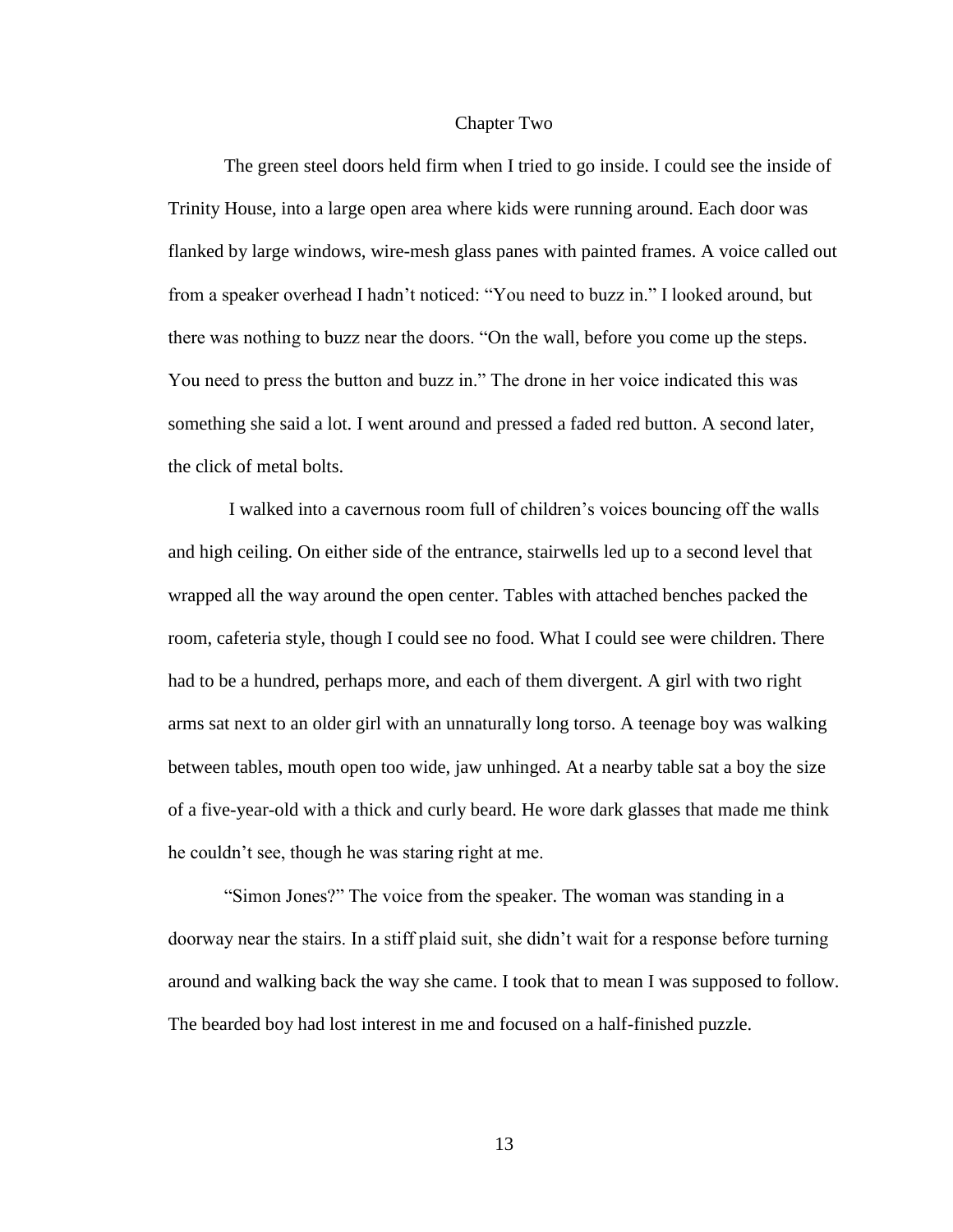## Chapter Two

The green steel doors held firm when I tried to go inside. I could see the inside of Trinity House, into a large open area where kids were running around. Each door was flanked by large windows, wire-mesh glass panes with painted frames. A voice called out from a speaker overhead I hadn't noticed: "You need to buzz in." I looked around, but there was nothing to buzz near the doors. "On the wall, before you come up the steps. You need to press the button and buzz in." The drone in her voice indicated this was something she said a lot. I went around and pressed a faded red button. A second later, the click of metal bolts.

I walked into a cavernous room full of children's voices bouncing off the walls and high ceiling. On either side of the entrance, stairwells led up to a second level that wrapped all the way around the open center. Tables with attached benches packed the room, cafeteria style, though I could see no food. What I could see were children. There had to be a hundred, perhaps more, and each of them divergent. A girl with two right arms sat next to an older girl with an unnaturally long torso. A teenage boy was walking between tables, mouth open too wide, jaw unhinged. At a nearby table sat a boy the size of a five-year-old with a thick and curly beard. He wore dark glasses that made me think he couldn't see, though he was staring right at me.

"Simon Jones?" The voice from the speaker. The woman was standing in a doorway near the stairs. In a stiff plaid suit, she didn't wait for a response before turning around and walking back the way she came. I took that to mean I was supposed to follow. The bearded boy had lost interest in me and focused on a half-finished puzzle.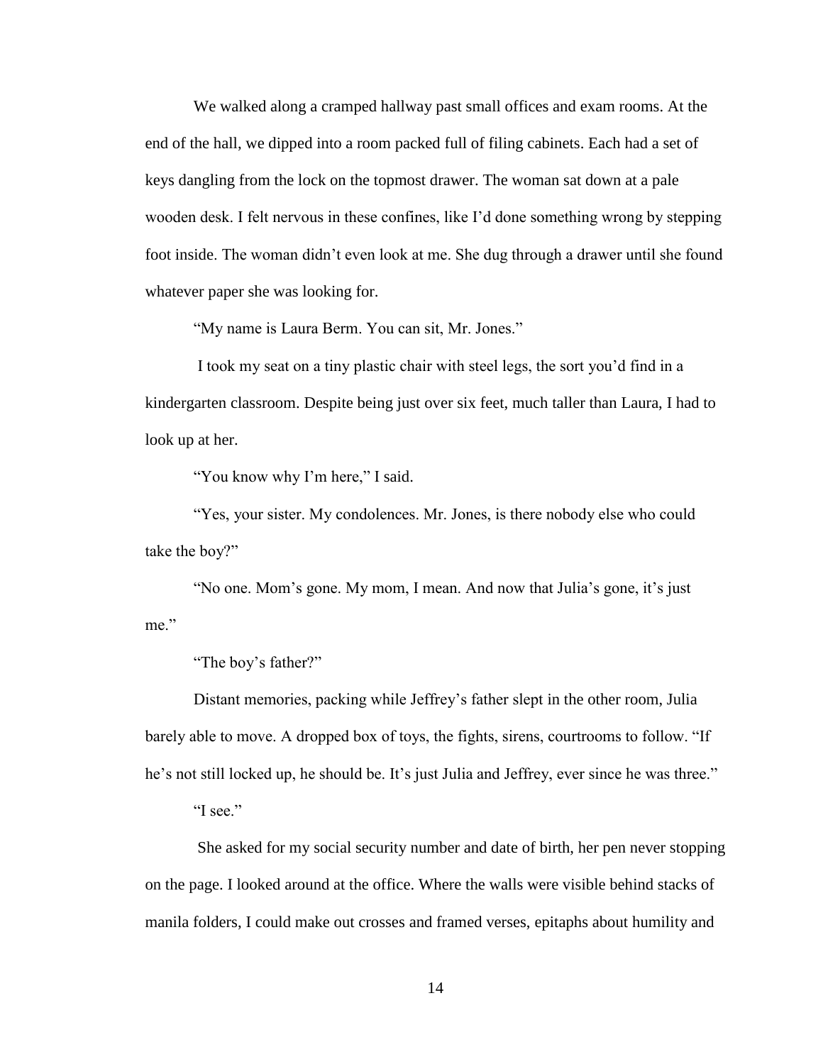We walked along a cramped hallway past small offices and exam rooms. At the end of the hall, we dipped into a room packed full of filing cabinets. Each had a set of keys dangling from the lock on the topmost drawer. The woman sat down at a pale wooden desk. I felt nervous in these confines, like I'd done something wrong by stepping foot inside. The woman didn't even look at me. She dug through a drawer until she found whatever paper she was looking for.

"My name is Laura Berm. You can sit, Mr. Jones."

I took my seat on a tiny plastic chair with steel legs, the sort you'd find in a kindergarten classroom. Despite being just over six feet, much taller than Laura, I had to look up at her.

"You know why I'm here," I said.

"Yes, your sister. My condolences. Mr. Jones, is there nobody else who could take the boy?"

"No one. Mom's gone. My mom, I mean. And now that Julia's gone, it's just me."

"The boy's father?"

Distant memories, packing while Jeffrey's father slept in the other room, Julia barely able to move. A dropped box of toys, the fights, sirens, courtrooms to follow. "If he's not still locked up, he should be. It's just Julia and Jeffrey, ever since he was three."

"I see."

She asked for my social security number and date of birth, her pen never stopping on the page. I looked around at the office. Where the walls were visible behind stacks of manila folders, I could make out crosses and framed verses, epitaphs about humility and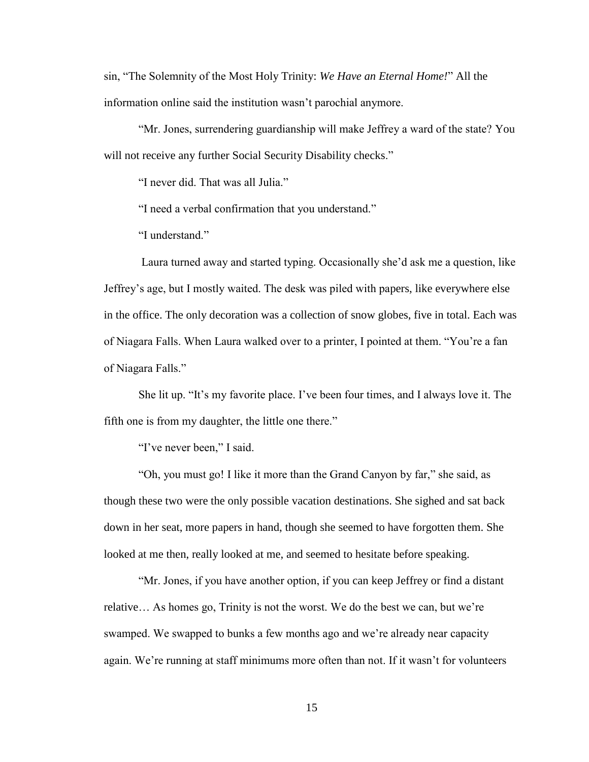sin, "The Solemnity of the Most Holy Trinity: *We Have an Eternal Home!*" All the information online said the institution wasn't parochial anymore.

"Mr. Jones, surrendering guardianship will make Jeffrey a ward of the state? You will not receive any further Social Security Disability checks."

"I never did. That was all Julia."

"I need a verbal confirmation that you understand."

"I understand."

Laura turned away and started typing. Occasionally she'd ask me a question, like Jeffrey's age, but I mostly waited. The desk was piled with papers, like everywhere else in the office. The only decoration was a collection of snow globes, five in total. Each was of Niagara Falls. When Laura walked over to a printer, I pointed at them. "You're a fan of Niagara Falls."

She lit up. "It's my favorite place. I've been four times, and I always love it. The fifth one is from my daughter, the little one there."

"I've never been," I said.

"Oh, you must go! I like it more than the Grand Canyon by far," she said, as though these two were the only possible vacation destinations. She sighed and sat back down in her seat, more papers in hand, though she seemed to have forgotten them. She looked at me then, really looked at me, and seemed to hesitate before speaking.

"Mr. Jones, if you have another option, if you can keep Jeffrey or find a distant relative… As homes go, Trinity is not the worst. We do the best we can, but we're swamped. We swapped to bunks a few months ago and we're already near capacity again. We're running at staff minimums more often than not. If it wasn't for volunteers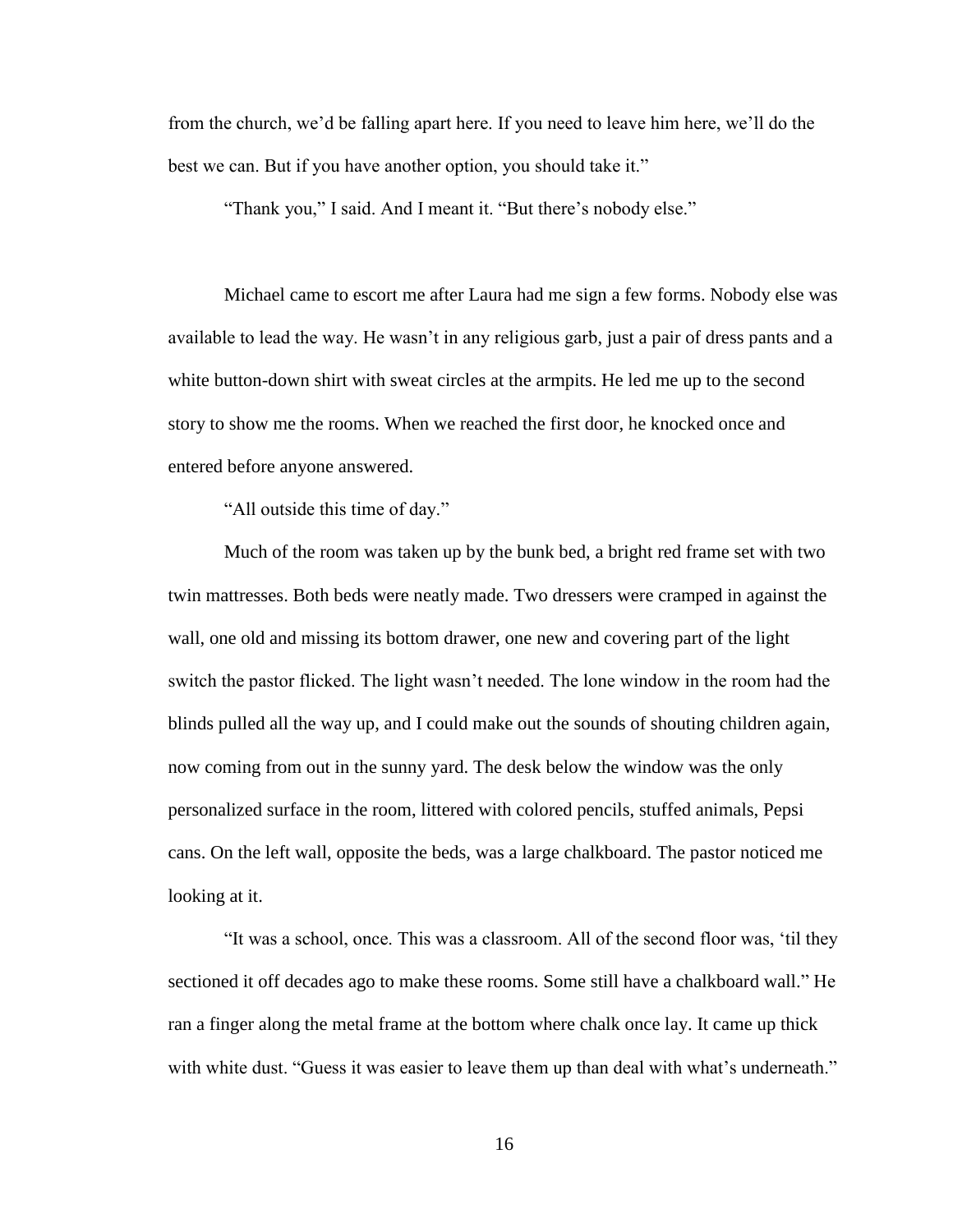from the church, we'd be falling apart here. If you need to leave him here, we'll do the best we can. But if you have another option, you should take it."

"Thank you," I said. And I meant it. "But there's nobody else."

Michael came to escort me after Laura had me sign a few forms. Nobody else was available to lead the way. He wasn't in any religious garb, just a pair of dress pants and a white button-down shirt with sweat circles at the armpits. He led me up to the second story to show me the rooms. When we reached the first door, he knocked once and entered before anyone answered.

"All outside this time of day."

Much of the room was taken up by the bunk bed, a bright red frame set with two twin mattresses. Both beds were neatly made. Two dressers were cramped in against the wall, one old and missing its bottom drawer, one new and covering part of the light switch the pastor flicked. The light wasn't needed. The lone window in the room had the blinds pulled all the way up, and I could make out the sounds of shouting children again, now coming from out in the sunny yard. The desk below the window was the only personalized surface in the room, littered with colored pencils, stuffed animals, Pepsi cans. On the left wall, opposite the beds, was a large chalkboard. The pastor noticed me looking at it.

"It was a school, once. This was a classroom. All of the second floor was, 'til they sectioned it off decades ago to make these rooms. Some still have a chalkboard wall." He ran a finger along the metal frame at the bottom where chalk once lay. It came up thick with white dust. "Guess it was easier to leave them up than deal with what's underneath."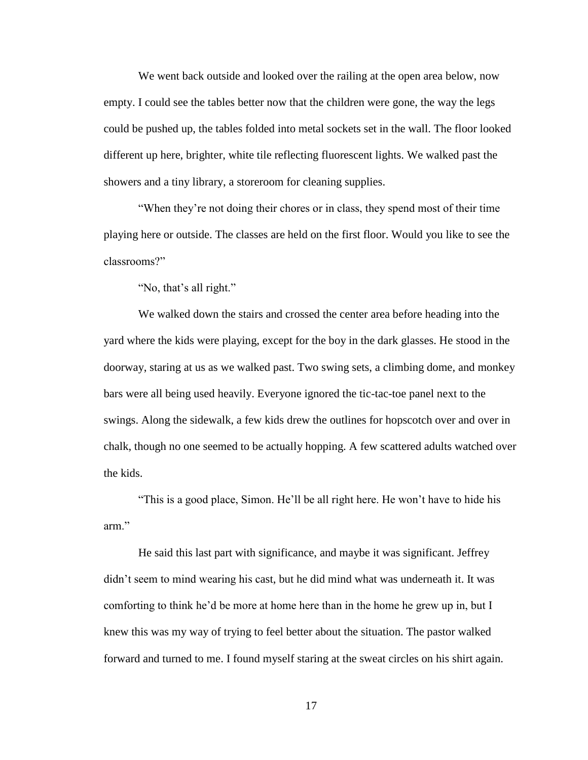We went back outside and looked over the railing at the open area below, now empty. I could see the tables better now that the children were gone, the way the legs could be pushed up, the tables folded into metal sockets set in the wall. The floor looked different up here, brighter, white tile reflecting fluorescent lights. We walked past the showers and a tiny library, a storeroom for cleaning supplies.

"When they're not doing their chores or in class, they spend most of their time playing here or outside. The classes are held on the first floor. Would you like to see the classrooms?"

"No, that's all right."

We walked down the stairs and crossed the center area before heading into the yard where the kids were playing, except for the boy in the dark glasses. He stood in the doorway, staring at us as we walked past. Two swing sets, a climbing dome, and monkey bars were all being used heavily. Everyone ignored the tic-tac-toe panel next to the swings. Along the sidewalk, a few kids drew the outlines for hopscotch over and over in chalk, though no one seemed to be actually hopping. A few scattered adults watched over the kids.

"This is a good place, Simon. He'll be all right here. He won't have to hide his arm."

He said this last part with significance, and maybe it was significant. Jeffrey didn't seem to mind wearing his cast, but he did mind what was underneath it. It was comforting to think he'd be more at home here than in the home he grew up in, but I knew this was my way of trying to feel better about the situation. The pastor walked forward and turned to me. I found myself staring at the sweat circles on his shirt again.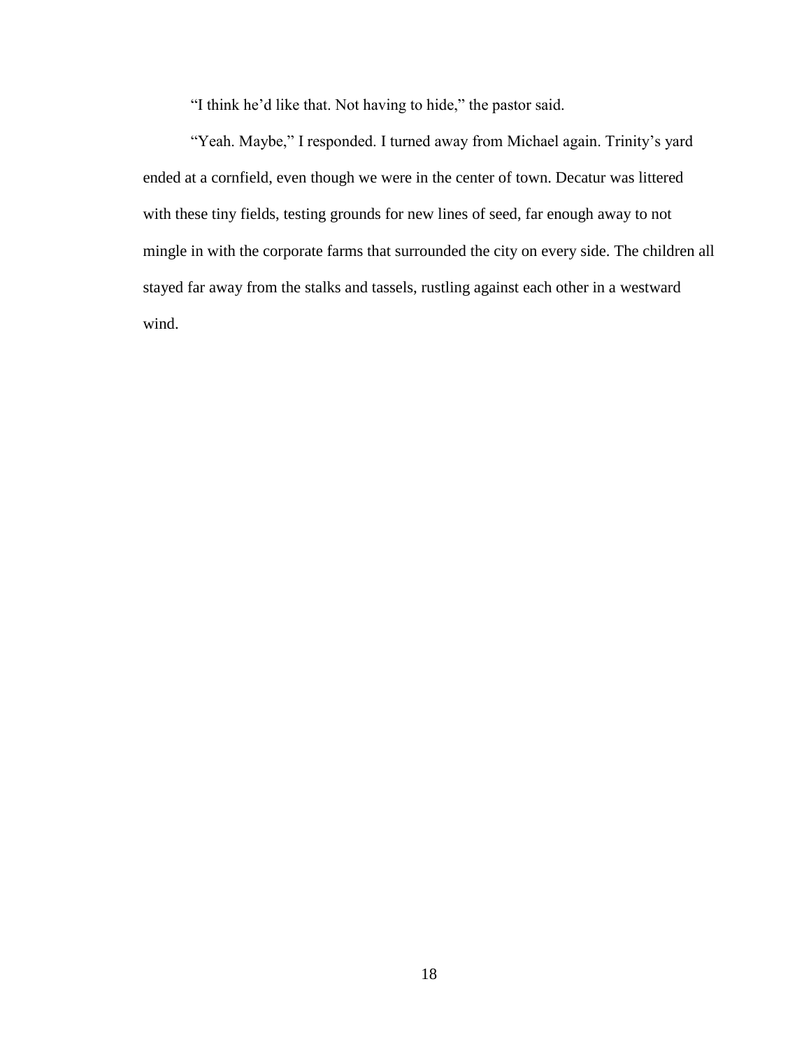"I think he'd like that. Not having to hide," the pastor said.

"Yeah. Maybe," I responded. I turned away from Michael again. Trinity's yard ended at a cornfield, even though we were in the center of town. Decatur was littered with these tiny fields, testing grounds for new lines of seed, far enough away to not mingle in with the corporate farms that surrounded the city on every side. The children all stayed far away from the stalks and tassels, rustling against each other in a westward wind.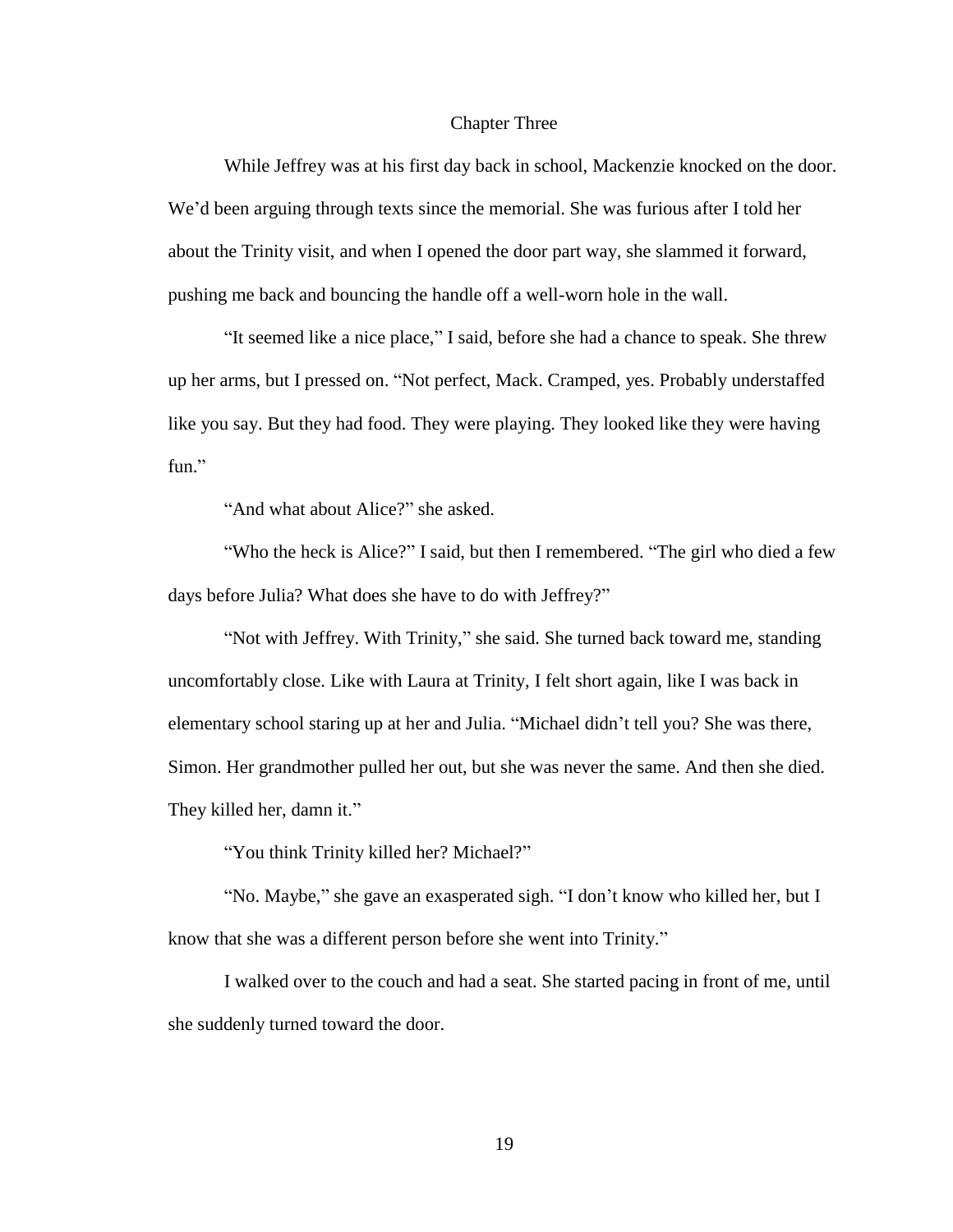# Chapter Three

While Jeffrey was at his first day back in school, Mackenzie knocked on the door. We'd been arguing through texts since the memorial. She was furious after I told her about the Trinity visit, and when I opened the door part way, she slammed it forward, pushing me back and bouncing the handle off a well-worn hole in the wall.

"It seemed like a nice place," I said, before she had a chance to speak. She threw up her arms, but I pressed on. "Not perfect, Mack. Cramped, yes. Probably understaffed like you say. But they had food. They were playing. They looked like they were having fun."

"And what about Alice?" she asked.

"Who the heck is Alice?" I said, but then I remembered. "The girl who died a few days before Julia? What does she have to do with Jeffrey?"

"Not with Jeffrey. With Trinity," she said. She turned back toward me, standing uncomfortably close. Like with Laura at Trinity, I felt short again, like I was back in elementary school staring up at her and Julia. "Michael didn't tell you? She was there, Simon. Her grandmother pulled her out, but she was never the same. And then she died. They killed her, damn it."

"You think Trinity killed her? Michael?"

"No. Maybe," she gave an exasperated sigh. "I don't know who killed her, but I know that she was a different person before she went into Trinity."

I walked over to the couch and had a seat. She started pacing in front of me, until she suddenly turned toward the door.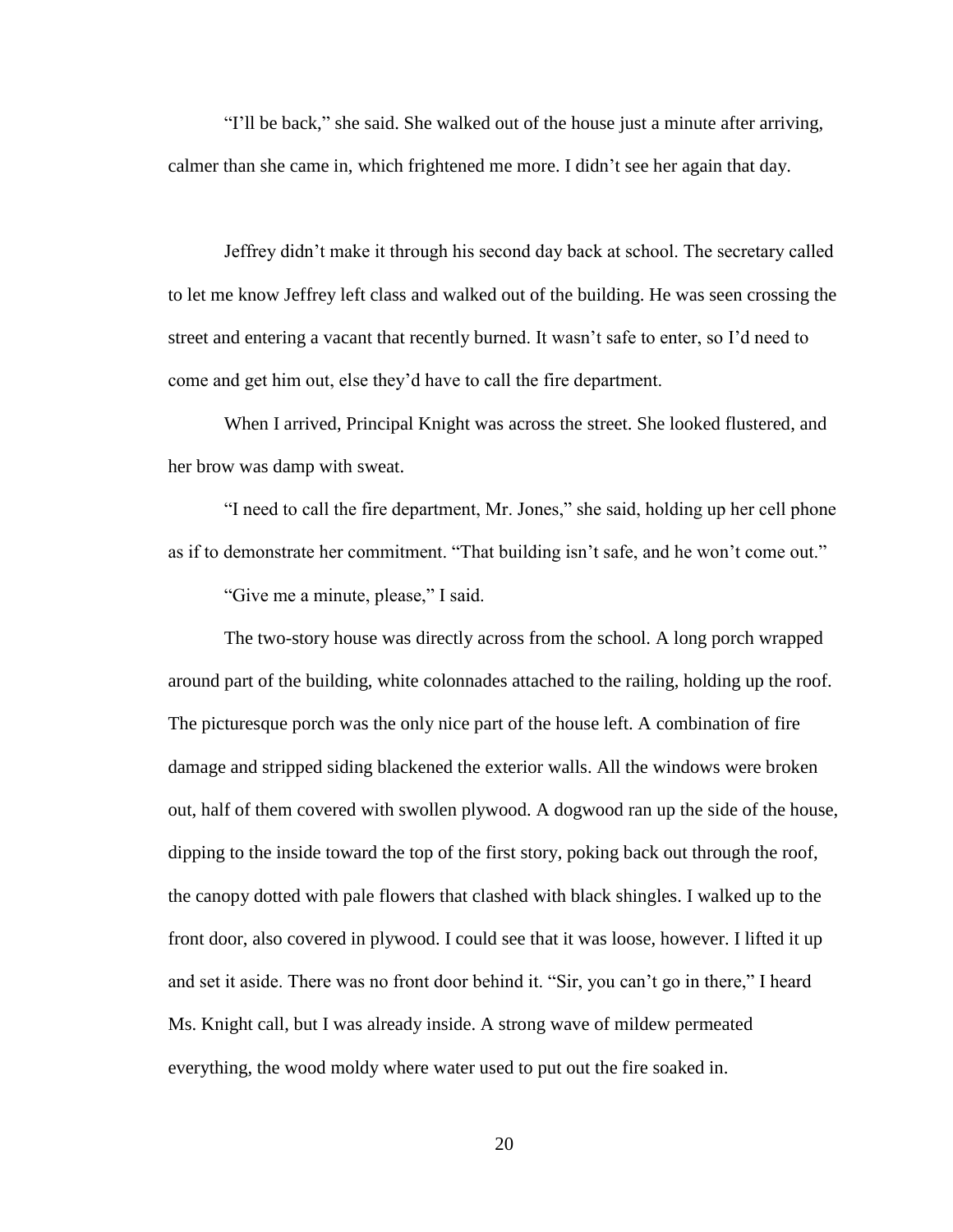"I'll be back," she said. She walked out of the house just a minute after arriving, calmer than she came in, which frightened me more. I didn't see her again that day.

Jeffrey didn't make it through his second day back at school. The secretary called to let me know Jeffrey left class and walked out of the building. He was seen crossing the street and entering a vacant that recently burned. It wasn't safe to enter, so I'd need to come and get him out, else they'd have to call the fire department.

When I arrived, Principal Knight was across the street. She looked flustered, and her brow was damp with sweat.

"I need to call the fire department, Mr. Jones," she said, holding up her cell phone as if to demonstrate her commitment. "That building isn't safe, and he won't come out."

"Give me a minute, please," I said.

The two-story house was directly across from the school. A long porch wrapped around part of the building, white colonnades attached to the railing, holding up the roof. The picturesque porch was the only nice part of the house left. A combination of fire damage and stripped siding blackened the exterior walls. All the windows were broken out, half of them covered with swollen plywood. A dogwood ran up the side of the house, dipping to the inside toward the top of the first story, poking back out through the roof, the canopy dotted with pale flowers that clashed with black shingles. I walked up to the front door, also covered in plywood. I could see that it was loose, however. I lifted it up and set it aside. There was no front door behind it. "Sir, you can't go in there," I heard Ms. Knight call, but I was already inside. A strong wave of mildew permeated everything, the wood moldy where water used to put out the fire soaked in.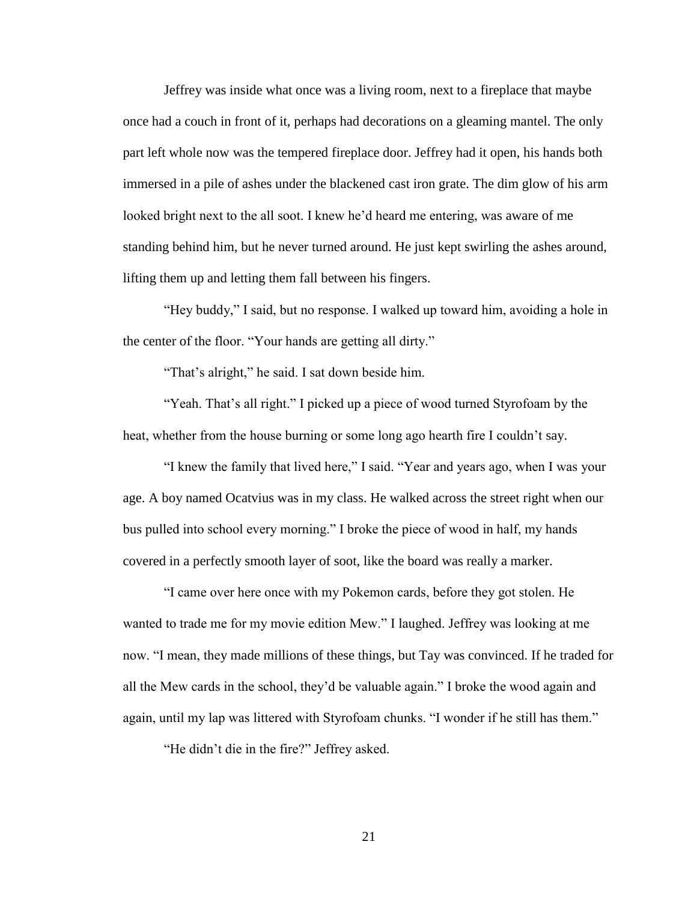Jeffrey was inside what once was a living room, next to a fireplace that maybe once had a couch in front of it, perhaps had decorations on a gleaming mantel. The only part left whole now was the tempered fireplace door. Jeffrey had it open, his hands both immersed in a pile of ashes under the blackened cast iron grate. The dim glow of his arm looked bright next to the all soot. I knew he'd heard me entering, was aware of me standing behind him, but he never turned around. He just kept swirling the ashes around, lifting them up and letting them fall between his fingers.

"Hey buddy," I said, but no response. I walked up toward him, avoiding a hole in the center of the floor. "Your hands are getting all dirty."

"That's alright," he said. I sat down beside him.

"Yeah. That's all right." I picked up a piece of wood turned Styrofoam by the heat, whether from the house burning or some long ago hearth fire I couldn't say.

"I knew the family that lived here," I said. "Year and years ago, when I was your age. A boy named Ocatvius was in my class. He walked across the street right when our bus pulled into school every morning." I broke the piece of wood in half, my hands covered in a perfectly smooth layer of soot, like the board was really a marker.

"I came over here once with my Pokemon cards, before they got stolen. He wanted to trade me for my movie edition Mew." I laughed. Jeffrey was looking at me now. "I mean, they made millions of these things, but Tay was convinced. If he traded for all the Mew cards in the school, they'd be valuable again." I broke the wood again and again, until my lap was littered with Styrofoam chunks. "I wonder if he still has them."

"He didn't die in the fire?" Jeffrey asked.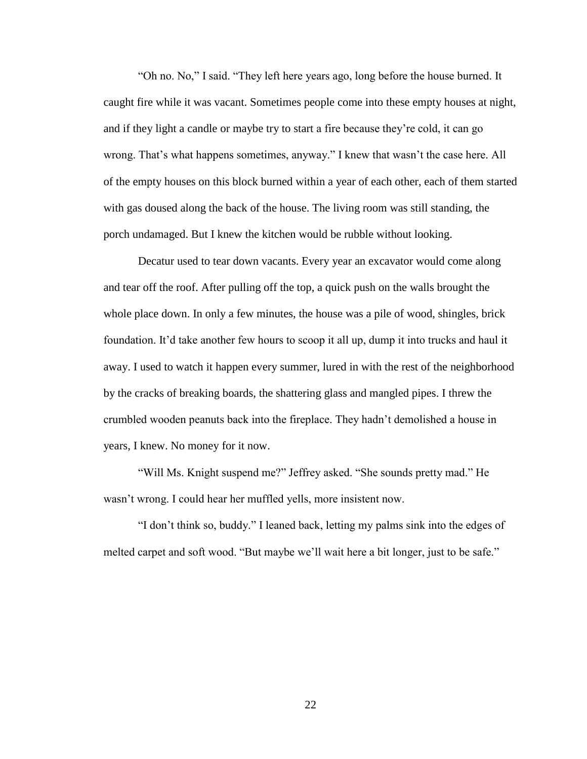"Oh no. No," I said. "They left here years ago, long before the house burned. It caught fire while it was vacant. Sometimes people come into these empty houses at night, and if they light a candle or maybe try to start a fire because they're cold, it can go wrong. That's what happens sometimes, anyway." I knew that wasn't the case here. All of the empty houses on this block burned within a year of each other, each of them started with gas doused along the back of the house. The living room was still standing, the porch undamaged. But I knew the kitchen would be rubble without looking.

Decatur used to tear down vacants. Every year an excavator would come along and tear off the roof. After pulling off the top, a quick push on the walls brought the whole place down. In only a few minutes, the house was a pile of wood, shingles, brick foundation. It'd take another few hours to scoop it all up, dump it into trucks and haul it away. I used to watch it happen every summer, lured in with the rest of the neighborhood by the cracks of breaking boards, the shattering glass and mangled pipes. I threw the crumbled wooden peanuts back into the fireplace. They hadn't demolished a house in years, I knew. No money for it now.

"Will Ms. Knight suspend me?" Jeffrey asked. "She sounds pretty mad." He wasn't wrong. I could hear her muffled yells, more insistent now.

"I don't think so, buddy." I leaned back, letting my palms sink into the edges of melted carpet and soft wood. "But maybe we'll wait here a bit longer, just to be safe."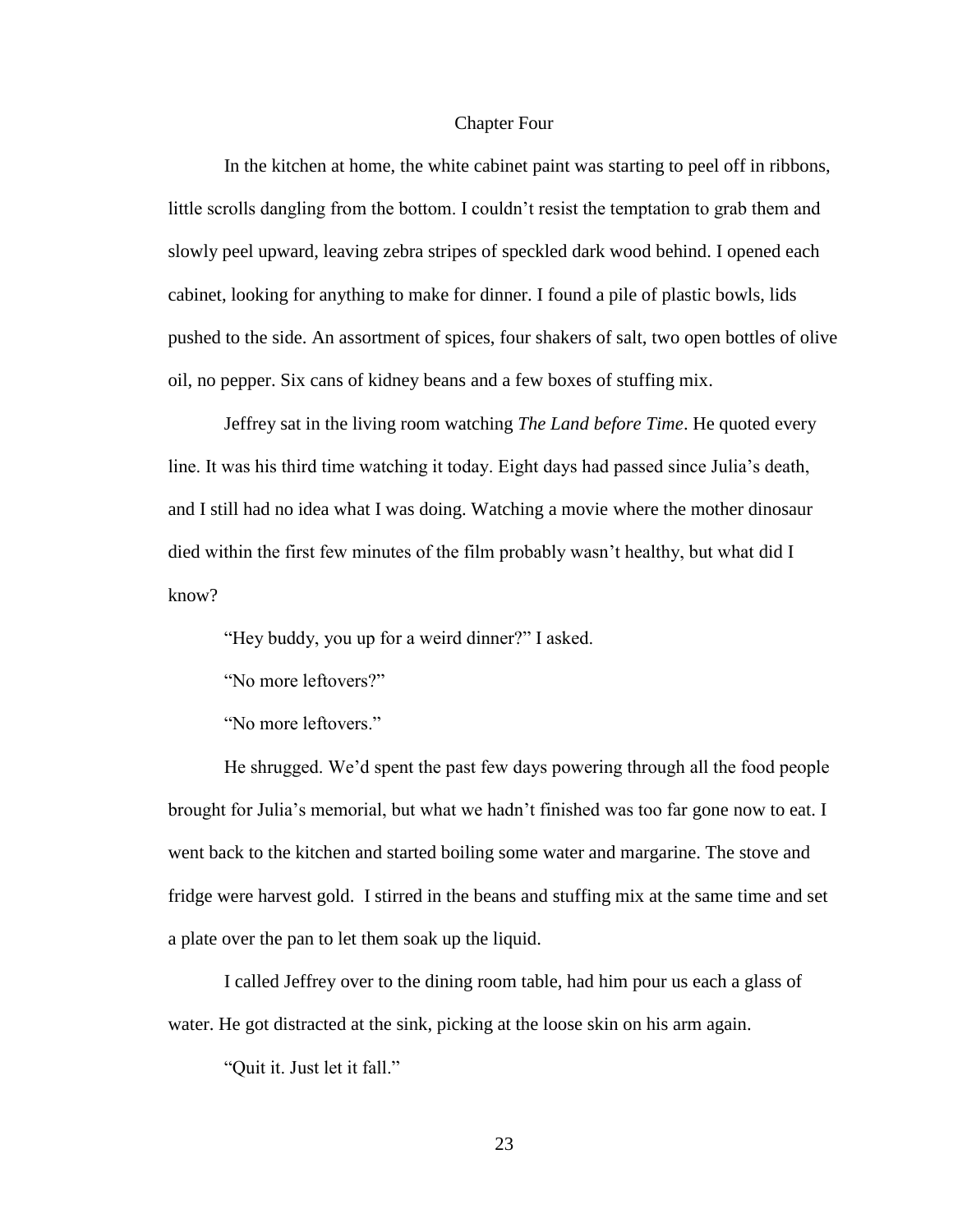## Chapter Four

In the kitchen at home, the white cabinet paint was starting to peel off in ribbons, little scrolls dangling from the bottom. I couldn't resist the temptation to grab them and slowly peel upward, leaving zebra stripes of speckled dark wood behind. I opened each cabinet, looking for anything to make for dinner. I found a pile of plastic bowls, lids pushed to the side. An assortment of spices, four shakers of salt, two open bottles of olive oil, no pepper. Six cans of kidney beans and a few boxes of stuffing mix.

Jeffrey sat in the living room watching *The Land before Time*. He quoted every line. It was his third time watching it today. Eight days had passed since Julia's death, and I still had no idea what I was doing. Watching a movie where the mother dinosaur died within the first few minutes of the film probably wasn't healthy, but what did I know?

"Hey buddy, you up for a weird dinner?" I asked.

"No more leftovers?"

"No more leftovers."

He shrugged. We'd spent the past few days powering through all the food people brought for Julia's memorial, but what we hadn't finished was too far gone now to eat. I went back to the kitchen and started boiling some water and margarine. The stove and fridge were harvest gold. I stirred in the beans and stuffing mix at the same time and set a plate over the pan to let them soak up the liquid.

I called Jeffrey over to the dining room table, had him pour us each a glass of water. He got distracted at the sink, picking at the loose skin on his arm again.

"Quit it. Just let it fall."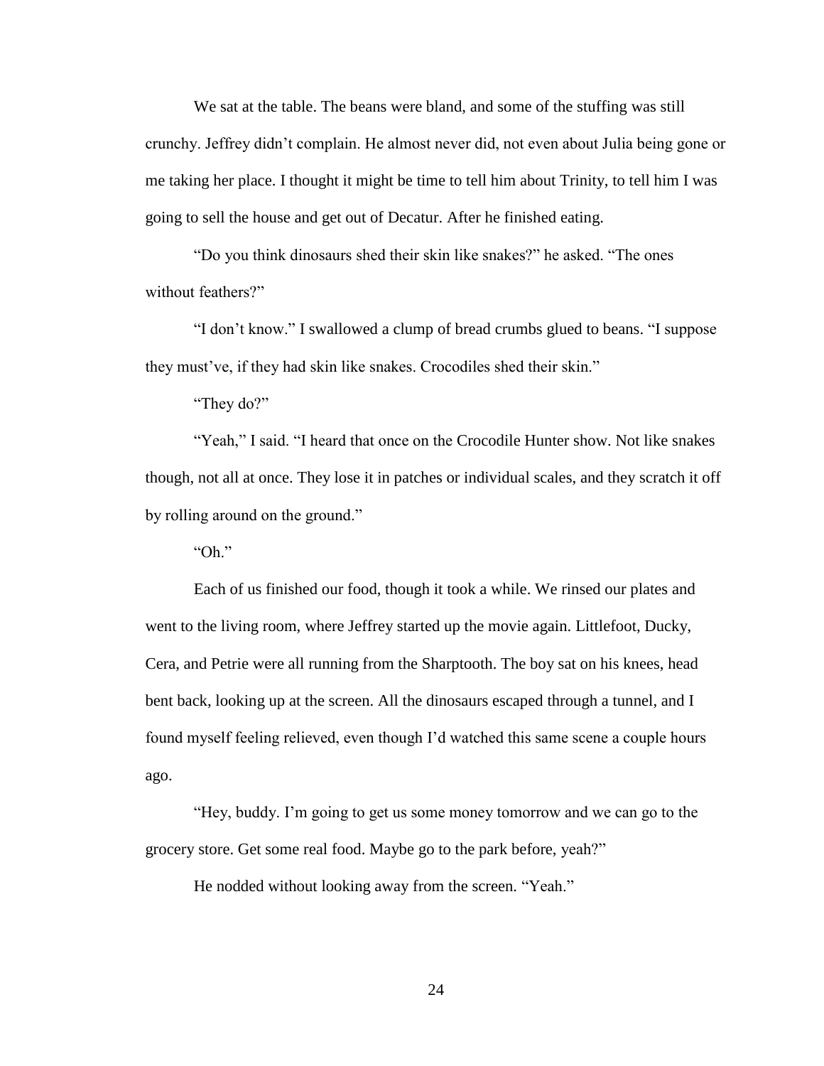We sat at the table. The beans were bland, and some of the stuffing was still crunchy. Jeffrey didn't complain. He almost never did, not even about Julia being gone or me taking her place. I thought it might be time to tell him about Trinity, to tell him I was going to sell the house and get out of Decatur. After he finished eating.

"Do you think dinosaurs shed their skin like snakes?" he asked. "The ones without feathers?"

"I don't know." I swallowed a clump of bread crumbs glued to beans. "I suppose they must've, if they had skin like snakes. Crocodiles shed their skin."

"They do?"

"Yeah," I said. "I heard that once on the Crocodile Hunter show. Not like snakes though, not all at once. They lose it in patches or individual scales, and they scratch it off by rolling around on the ground."

"Oh."

Each of us finished our food, though it took a while. We rinsed our plates and went to the living room, where Jeffrey started up the movie again. Littlefoot, Ducky, Cera, and Petrie were all running from the Sharptooth. The boy sat on his knees, head bent back, looking up at the screen. All the dinosaurs escaped through a tunnel, and I found myself feeling relieved, even though I'd watched this same scene a couple hours ago.

"Hey, buddy. I'm going to get us some money tomorrow and we can go to the grocery store. Get some real food. Maybe go to the park before, yeah?"

He nodded without looking away from the screen. "Yeah."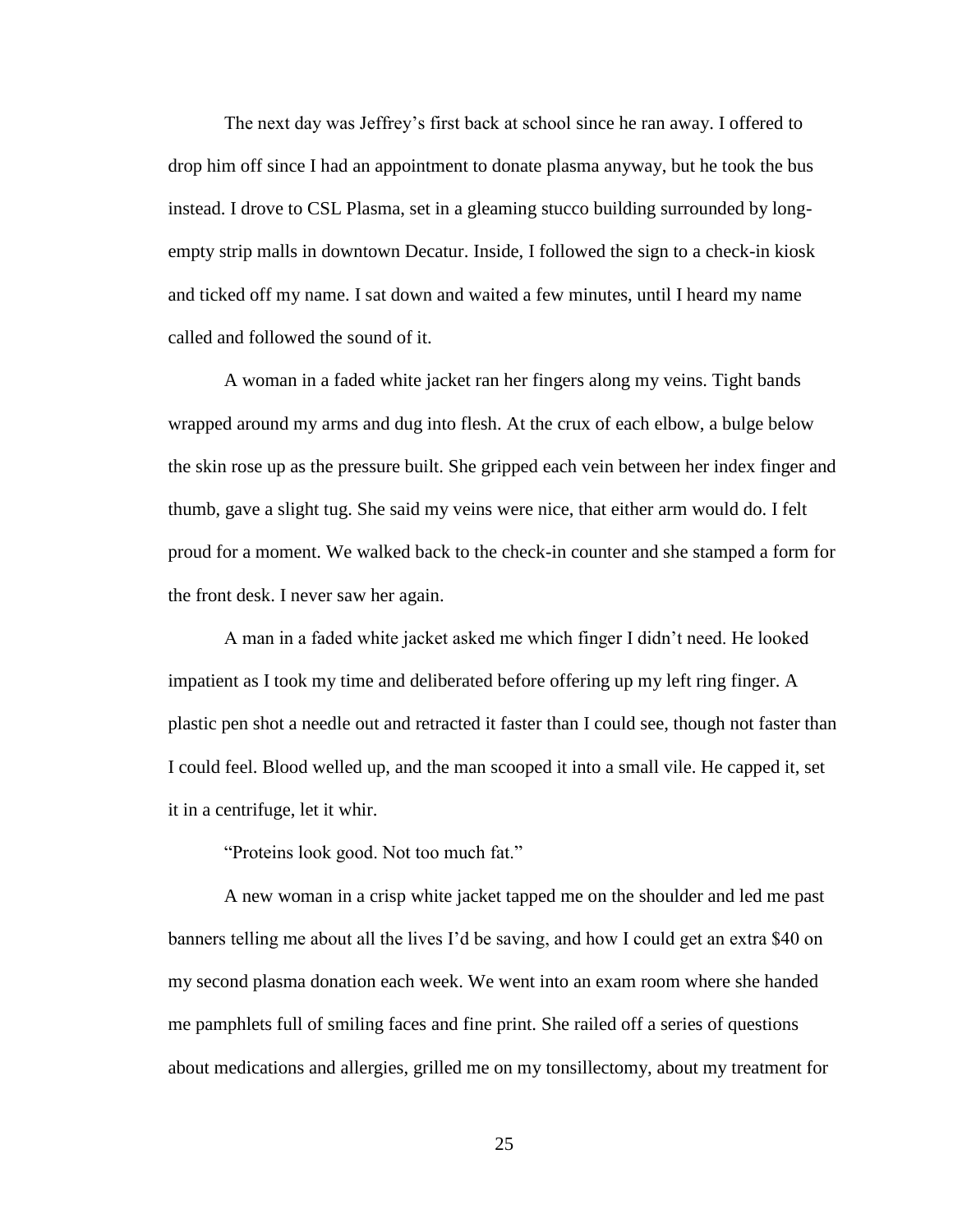The next day was Jeffrey's first back at school since he ran away. I offered to drop him off since I had an appointment to donate plasma anyway, but he took the bus instead. I drove to CSL Plasma, set in a gleaming stucco building surrounded by long-empty strip malls in downtown Decatur. Inside, I followed the sign to a check-in kiosk and ticked off my name. I sat down and waited a few minutes, until I heard my name called and followed the sound of it.

A woman in a faded white jacket ran her fingers along my veins. Tight bands wrapped around my arms and dug into flesh. At the crux of each elbow, a bulge below the skin rose up as the pressure built. She gripped each vein between her index finger and thumb, gave a slight tug. She said my veins were nice, that either arm would do. I felt proud for a moment. We walked back to the check-in counter and she stamped a form for the front desk. I never saw her again.

A man in a faded white jacket asked me which finger I didn't need. He looked impatient as I took my time and deliberated before offering up my left ring finger. A plastic pen shot a needle out and retracted it faster than I could see, though not faster than I could feel. Blood welled up, and the man scooped it into a small vile. He capped it, set it in a centrifuge, let it whir.

"Proteins look good. Not too much fat."

A new woman in a crisp white jacket tapped me on the shoulder and led me past banners telling me about all the lives I'd be saving, and how I could get an extra $40 on my second plasma donation each week. We went into an exam room where she handed me pamphlets full of smiling faces and fine print. She railed off a series of questions about medications and allergies, grilled me on my tonsillectomy, about my treatment for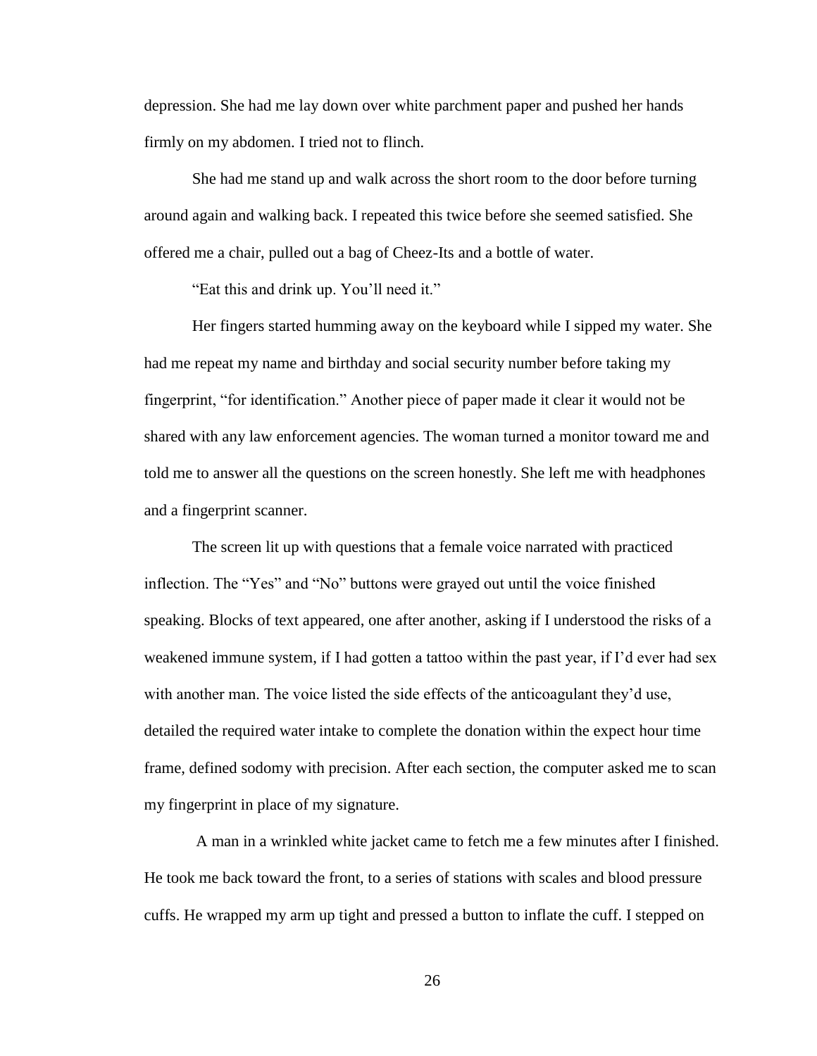depression. She had me lay down over white parchment paper and pushed her hands firmly on my abdomen. I tried not to flinch.

She had me stand up and walk across the short room to the door before turning around again and walking back. I repeated this twice before she seemed satisfied. She offered me a chair, pulled out a bag of Cheez-Its and a bottle of water.

"Eat this and drink up. You'll need it."

Her fingers started humming away on the keyboard while I sipped my water. She had me repeat my name and birthday and social security number before taking my fingerprint, "for identification." Another piece of paper made it clear it would not be shared with any law enforcement agencies. The woman turned a monitor toward me and told me to answer all the questions on the screen honestly. She left me with headphones and a fingerprint scanner.

The screen lit up with questions that a female voice narrated with practiced inflection. The "Yes" and "No" buttons were grayed out until the voice finished speaking. Blocks of text appeared, one after another, asking if I understood the risks of a weakened immune system, if I had gotten a tattoo within the past year, if I'd ever had sex with another man. The voice listed the side effects of the anticoagulant they'd use, detailed the required water intake to complete the donation within the expect hour time frame, defined sodomy with precision. After each section, the computer asked me to scan my fingerprint in place of my signature.

A man in a wrinkled white jacket came to fetch me a few minutes after I finished. He took me back toward the front, to a series of stations with scales and blood pressure cuffs. He wrapped my arm up tight and pressed a button to inflate the cuff. I stepped on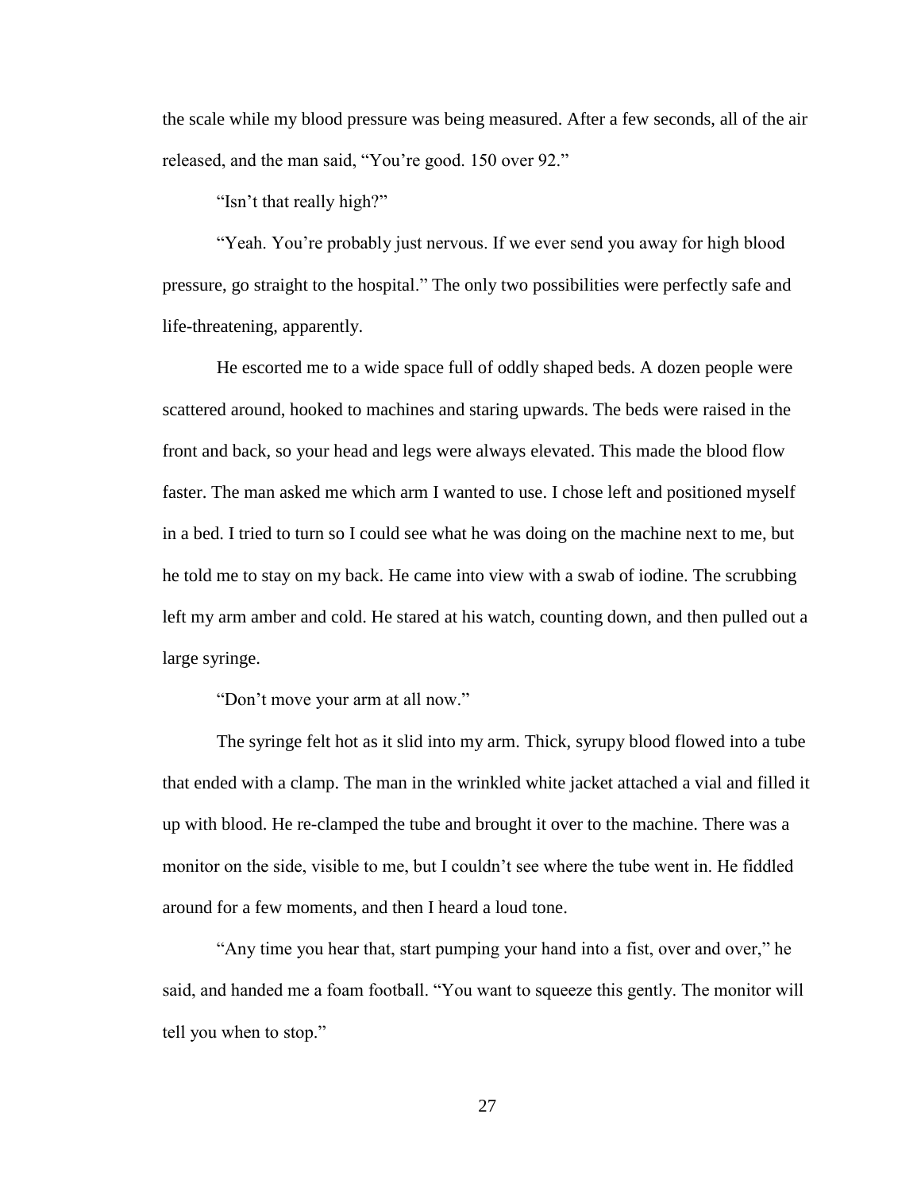the scale while my blood pressure was being measured. After a few seconds, all of the air released, and the man said, "You're good. 150 over 92."

"Isn't that really high?"

"Yeah. You're probably just nervous. If we ever send you away for high blood pressure, go straight to the hospital." The only two possibilities were perfectly safe and life-threatening, apparently.

He escorted me to a wide space full of oddly shaped beds. A dozen people were scattered around, hooked to machines and staring upwards. The beds were raised in the front and back, so your head and legs were always elevated. This made the blood flow faster. The man asked me which arm I wanted to use. I chose left and positioned myself in a bed. I tried to turn so I could see what he was doing on the machine next to me, but he told me to stay on my back. He came into view with a swab of iodine. The scrubbing left my arm amber and cold. He stared at his watch, counting down, and then pulled out a large syringe.

"Don't move your arm at all now."

The syringe felt hot as it slid into my arm. Thick, syrupy blood flowed into a tube that ended with a clamp. The man in the wrinkled white jacket attached a vial and filled it up with blood. He re-clamped the tube and brought it over to the machine. There was a monitor on the side, visible to me, but I couldn't see where the tube went in. He fiddled around for a few moments, and then I heard a loud tone.

"Any time you hear that, start pumping your hand into a fist, over and over," he said, and handed me a foam football. "You want to squeeze this gently. The monitor will tell you when to stop."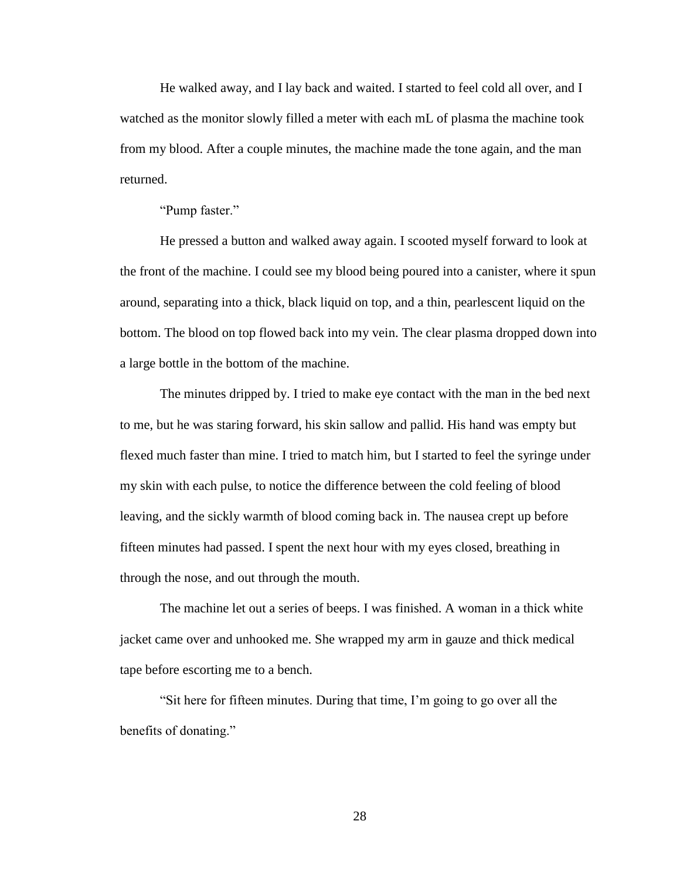He walked away, and I lay back and waited. I started to feel cold all over, and I watched as the monitor slowly filled a meter with each mL of plasma the machine took from my blood. After a couple minutes, the machine made the tone again, and the man returned.

"Pump faster."

He pressed a button and walked away again. I scooted myself forward to look at the front of the machine. I could see my blood being poured into a canister, where it spun around, separating into a thick, black liquid on top, and a thin, pearlescent liquid on the bottom. The blood on top flowed back into my vein. The clear plasma dropped down into a large bottle in the bottom of the machine.

The minutes dripped by. I tried to make eye contact with the man in the bed next to me, but he was staring forward, his skin sallow and pallid. His hand was empty but flexed much faster than mine. I tried to match him, but I started to feel the syringe under my skin with each pulse, to notice the difference between the cold feeling of blood leaving, and the sickly warmth of blood coming back in. The nausea crept up before fifteen minutes had passed. I spent the next hour with my eyes closed, breathing in through the nose, and out through the mouth.

The machine let out a series of beeps. I was finished. A woman in a thick white jacket came over and unhooked me. She wrapped my arm in gauze and thick medical tape before escorting me to a bench.

"Sit here for fifteen minutes. During that time, I'm going to go over all the benefits of donating."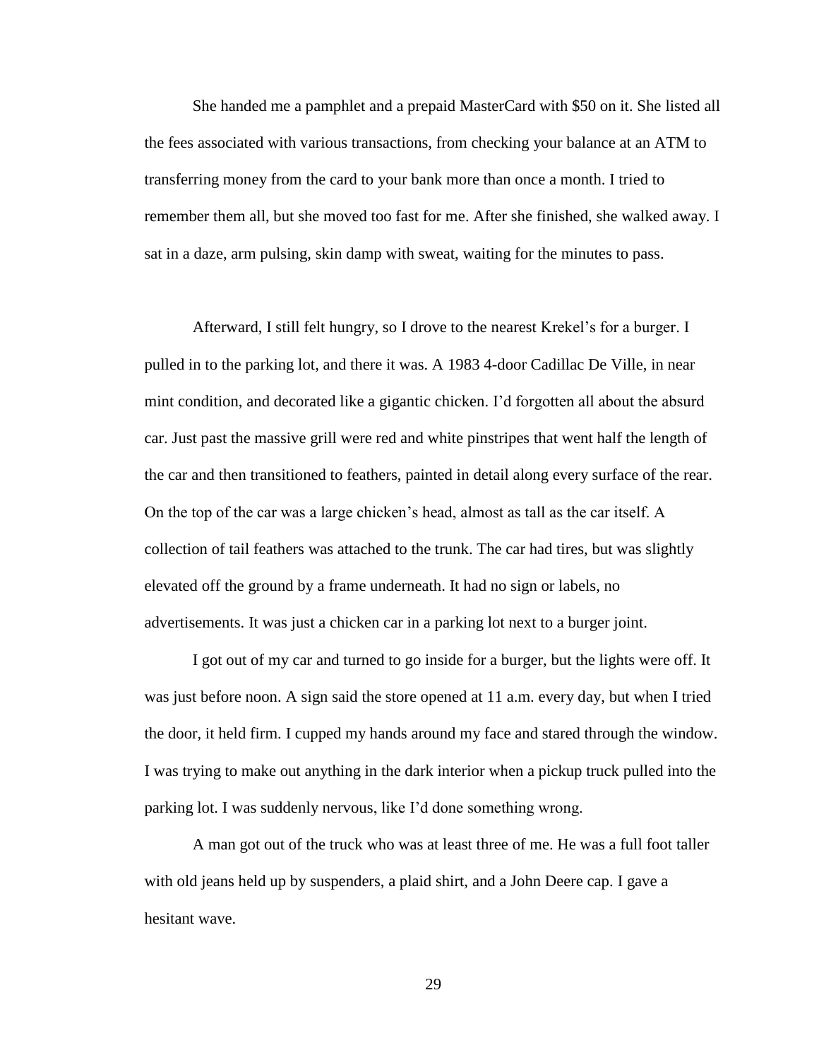She handed me a pamphlet and a prepaid MasterCard with $50 on it. She listed all the fees associated with various transactions, from checking your balance at an ATM to transferring money from the card to your bank more than once a month. I tried to remember them all, but she moved too fast for me. After she finished, she walked away. I sat in a daze, arm pulsing, skin damp with sweat, waiting for the minutes to pass.

Afterward, I still felt hungry, so I drove to the nearest Krekel's for a burger. I pulled in to the parking lot, and there it was. A 1983 4-door Cadillac De Ville, in near mint condition, and decorated like a gigantic chicken. I'd forgotten all about the absurd car. Just past the massive grill were red and white pinstripes that went half the length of the car and then transitioned to feathers, painted in detail along every surface of the rear. On the top of the car was a large chicken's head, almost as tall as the car itself. A collection of tail feathers was attached to the trunk. The car had tires, but was slightly elevated off the ground by a frame underneath. It had no sign or labels, no advertisements. It was just a chicken car in a parking lot next to a burger joint.

I got out of my car and turned to go inside for a burger, but the lights were off. It was just before noon. A sign said the store opened at 11 a.m. every day, but when I tried the door, it held firm. I cupped my hands around my face and stared through the window. I was trying to make out anything in the dark interior when a pickup truck pulled into the parking lot. I was suddenly nervous, like I'd done something wrong.

A man got out of the truck who was at least three of me. He was a full foot taller with old jeans held up by suspenders, a plaid shirt, and a John Deere cap. I gave a hesitant wave.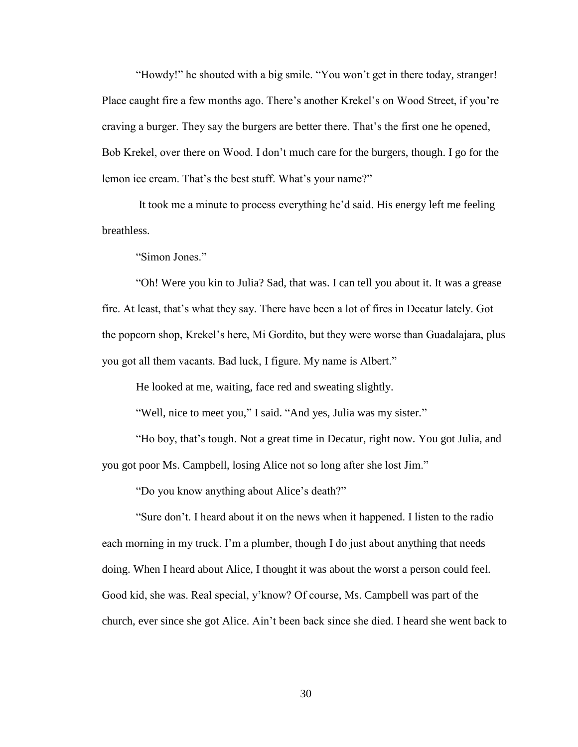"Howdy!" he shouted with a big smile. "You won't get in there today, stranger! Place caught fire a few months ago. There's another Krekel's on Wood Street, if you're craving a burger. They say the burgers are better there. That's the first one he opened, Bob Krekel, over there on Wood. I don't much care for the burgers, though. I go for the lemon ice cream. That's the best stuff. What's your name?"

It took me a minute to process everything he'd said. His energy left me feeling breathless.

"Simon Jones."

"Oh! Were you kin to Julia? Sad, that was. I can tell you about it. It was a grease fire. At least, that's what they say. There have been a lot of fires in Decatur lately. Got the popcorn shop, Krekel's here, Mi Gordito, but they were worse than Guadalajara, plus you got all them vacants. Bad luck, I figure. My name is Albert."

He looked at me, waiting, face red and sweating slightly.

"Well, nice to meet you," I said. "And yes, Julia was my sister."

"Ho boy, that's tough. Not a great time in Decatur, right now. You got Julia, and you got poor Ms. Campbell, losing Alice not so long after she lost Jim."

"Do you know anything about Alice's death?"

"Sure don't. I heard about it on the news when it happened. I listen to the radio each morning in my truck. I'm a plumber, though I do just about anything that needs doing. When I heard about Alice, I thought it was about the worst a person could feel. Good kid, she was. Real special, y'know? Of course, Ms. Campbell was part of the church, ever since she got Alice. Ain't been back since she died. I heard she went back to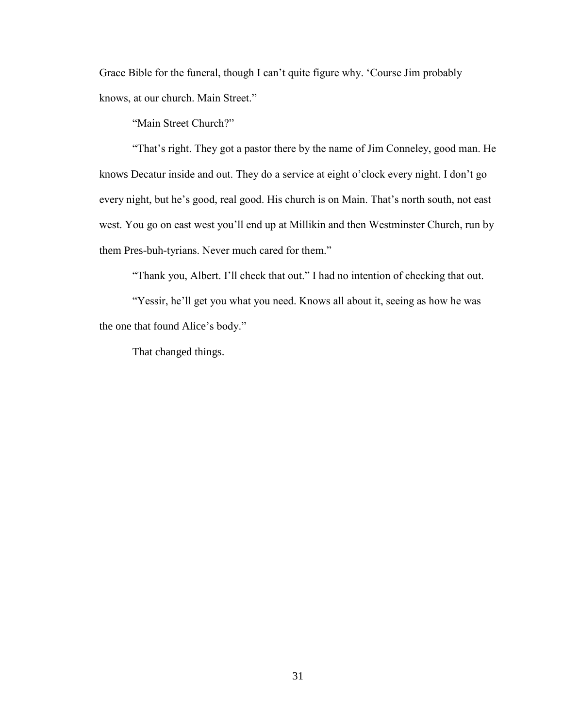Grace Bible for the funeral, though I can't quite figure why. 'Course Jim probably knows, at our church. Main Street."

"Main Street Church?"

"That's right. They got a pastor there by the name of Jim Conneley, good man. He knows Decatur inside and out. They do a service at eight o'clock every night. I don't go every night, but he's good, real good. His church is on Main. That's north south, not east west. You go on east west you'll end up at Millikin and then Westminster Church, run by them Pres-buh-tyrians. Never much cared for them."

"Thank you, Albert. I'll check that out." I had no intention of checking that out.

"Yessir, he'll get you what you need. Knows all about it, seeing as how he was the one that found Alice's body."

That changed things.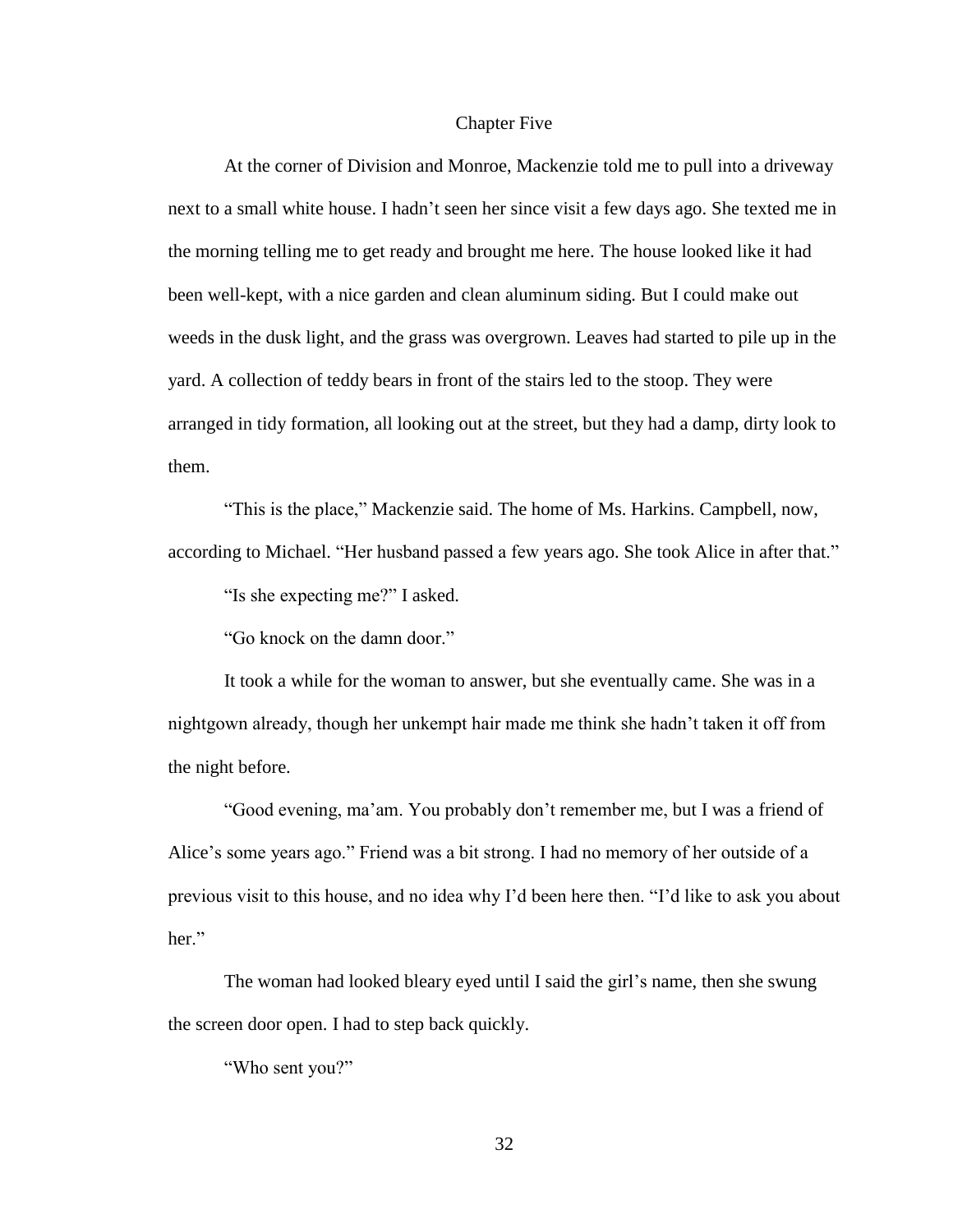## Chapter Five

At the corner of Division and Monroe, Mackenzie told me to pull into a driveway next to a small white house. I hadn't seen her since visit a few days ago. She texted me in the morning telling me to get ready and brought me here. The house looked like it had been well-kept, with a nice garden and clean aluminum siding. But I could make out weeds in the dusk light, and the grass was overgrown. Leaves had started to pile up in the yard. A collection of teddy bears in front of the stairs led to the stoop. They were arranged in tidy formation, all looking out at the street, but they had a damp, dirty look to them.

"This is the place," Mackenzie said. The home of Ms. Harkins. Campbell, now, according to Michael. "Her husband passed a few years ago. She took Alice in after that."

"Is she expecting me?" I asked.

"Go knock on the damn door."

It took a while for the woman to answer, but she eventually came. She was in a nightgown already, though her unkempt hair made me think she hadn't taken it off from the night before.

"Good evening, ma'am. You probably don't remember me, but I was a friend of Alice's some years ago." Friend was a bit strong. I had no memory of her outside of a previous visit to this house, and no idea why I'd been here then. "I'd like to ask you about her."

The woman had looked bleary eyed until I said the girl's name, then she swung the screen door open. I had to step back quickly.

"Who sent you?"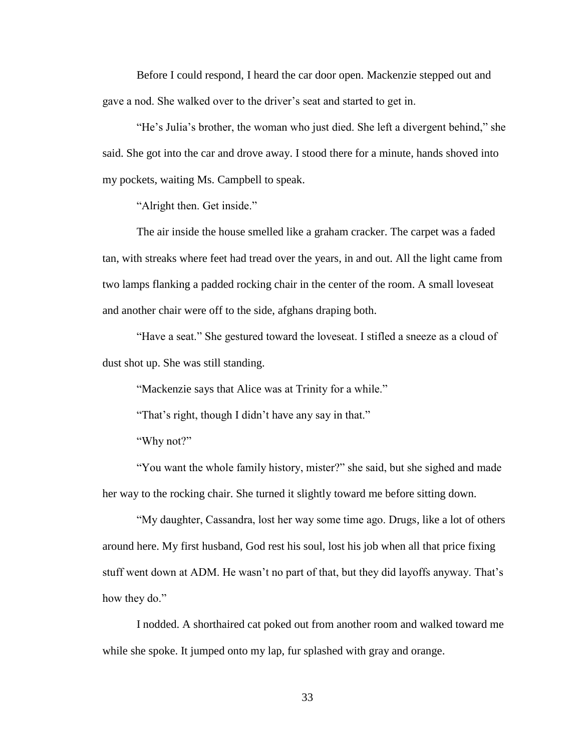Before I could respond, I heard the car door open. Mackenzie stepped out and gave a nod. She walked over to the driver's seat and started to get in.

"He's Julia's brother, the woman who just died. She left a divergent behind," she said. She got into the car and drove away. I stood there for a minute, hands shoved into my pockets, waiting Ms. Campbell to speak.

"Alright then. Get inside."

The air inside the house smelled like a graham cracker. The carpet was a faded tan, with streaks where feet had tread over the years, in and out. All the light came from two lamps flanking a padded rocking chair in the center of the room. A small loveseat and another chair were off to the side, afghans draping both.

"Have a seat." She gestured toward the loveseat. I stifled a sneeze as a cloud of dust shot up. She was still standing.

"Mackenzie says that Alice was at Trinity for a while."

"That's right, though I didn't have any say in that."

"Why not?"

"You want the whole family history, mister?" she said, but she sighed and made her way to the rocking chair. She turned it slightly toward me before sitting down.

"My daughter, Cassandra, lost her way some time ago. Drugs, like a lot of others around here. My first husband, God rest his soul, lost his job when all that price fixing stuff went down at ADM. He wasn't no part of that, but they did layoffs anyway. That's how they do."

I nodded. A shorthaired cat poked out from another room and walked toward me while she spoke. It jumped onto my lap, fur splashed with gray and orange.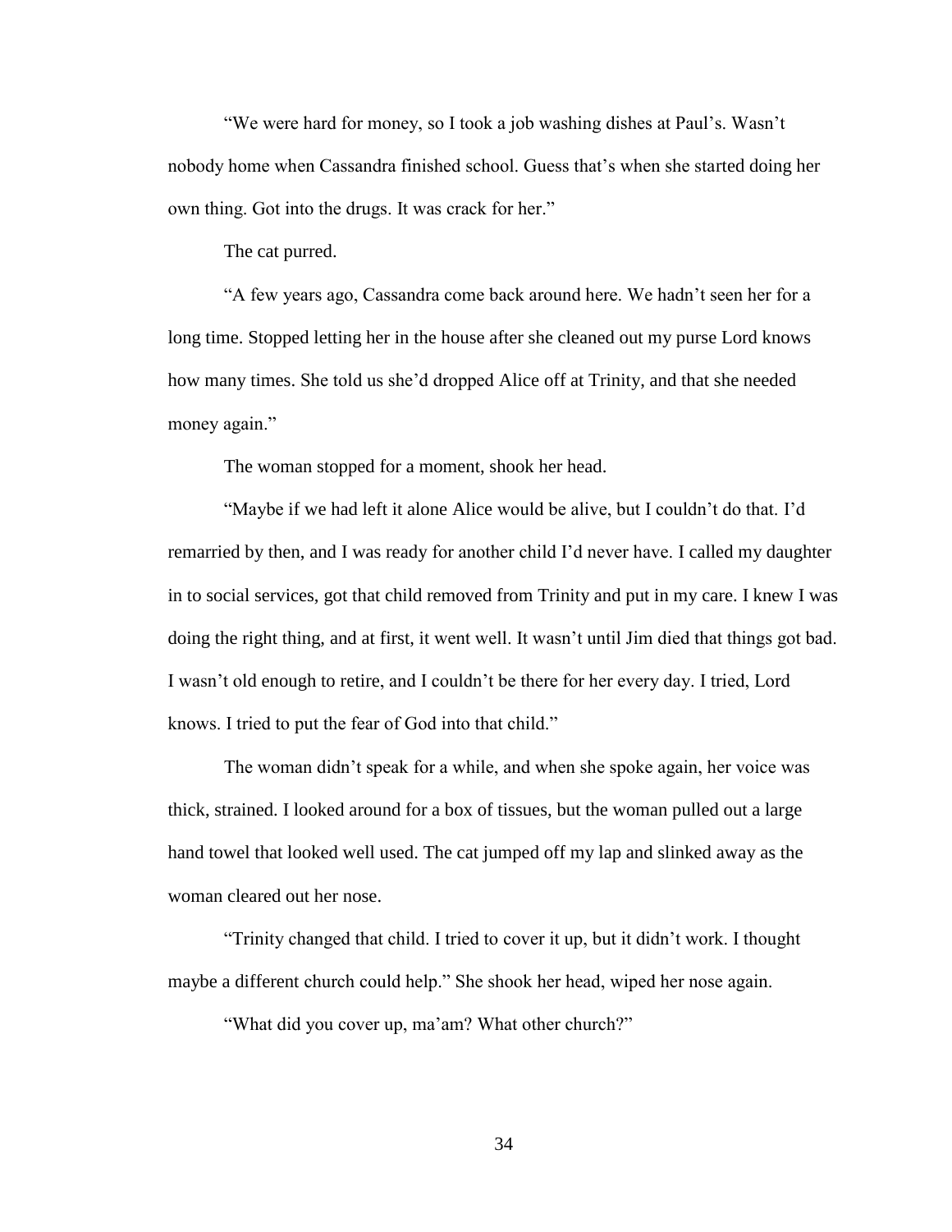"We were hard for money, so I took a job washing dishes at Paul's. Wasn't nobody home when Cassandra finished school. Guess that's when she started doing her own thing. Got into the drugs. It was crack for her."

The cat purred.

"A few years ago, Cassandra come back around here. We hadn't seen her for a long time. Stopped letting her in the house after she cleaned out my purse Lord knows how many times. She told us she'd dropped Alice off at Trinity, and that she needed money again."

The woman stopped for a moment, shook her head.

"Maybe if we had left it alone Alice would be alive, but I couldn't do that. I'd remarried by then, and I was ready for another child I'd never have. I called my daughter in to social services, got that child removed from Trinity and put in my care. I knew I was doing the right thing, and at first, it went well. It wasn't until Jim died that things got bad. I wasn't old enough to retire, and I couldn't be there for her every day. I tried, Lord knows. I tried to put the fear of God into that child."

The woman didn't speak for a while, and when she spoke again, her voice was thick, strained. I looked around for a box of tissues, but the woman pulled out a large hand towel that looked well used. The cat jumped off my lap and slinked away as the woman cleared out her nose.

"Trinity changed that child. I tried to cover it up, but it didn't work. I thought maybe a different church could help." She shook her head, wiped her nose again.

"What did you cover up, ma'am? What other church?"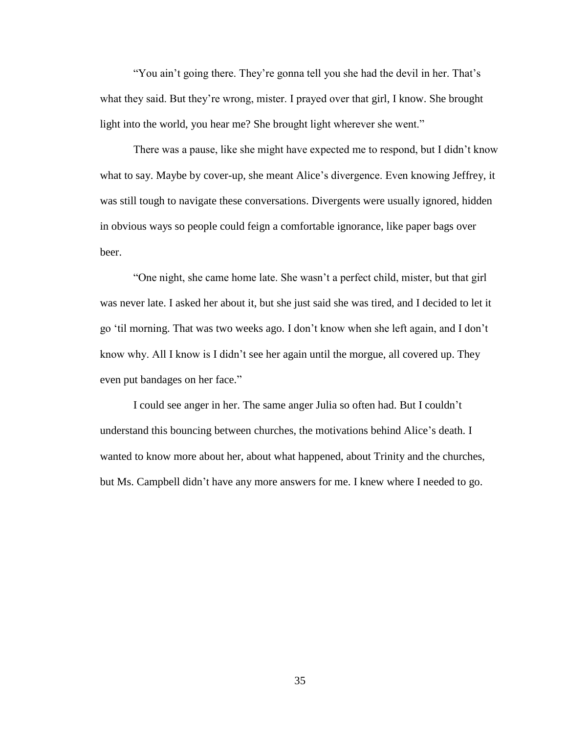"You ain't going there. They're gonna tell you she had the devil in her. That's what they said. But they're wrong, mister. I prayed over that girl, I know. She brought light into the world, you hear me? She brought light wherever she went."

There was a pause, like she might have expected me to respond, but I didn't know what to say. Maybe by cover-up, she meant Alice's divergence. Even knowing Jeffrey, it was still tough to navigate these conversations. Divergents were usually ignored, hidden in obvious ways so people could feign a comfortable ignorance, like paper bags over beer.

"One night, she came home late. She wasn't a perfect child, mister, but that girl was never late. I asked her about it, but she just said she was tired, and I decided to let it go 'til morning. That was two weeks ago. I don't know when she left again, and I don't know why. All I know is I didn't see her again until the morgue, all covered up. They even put bandages on her face."

I could see anger in her. The same anger Julia so often had. But I couldn't understand this bouncing between churches, the motivations behind Alice's death. I wanted to know more about her, about what happened, about Trinity and the churches, but Ms. Campbell didn't have any more answers for me. I knew where I needed to go.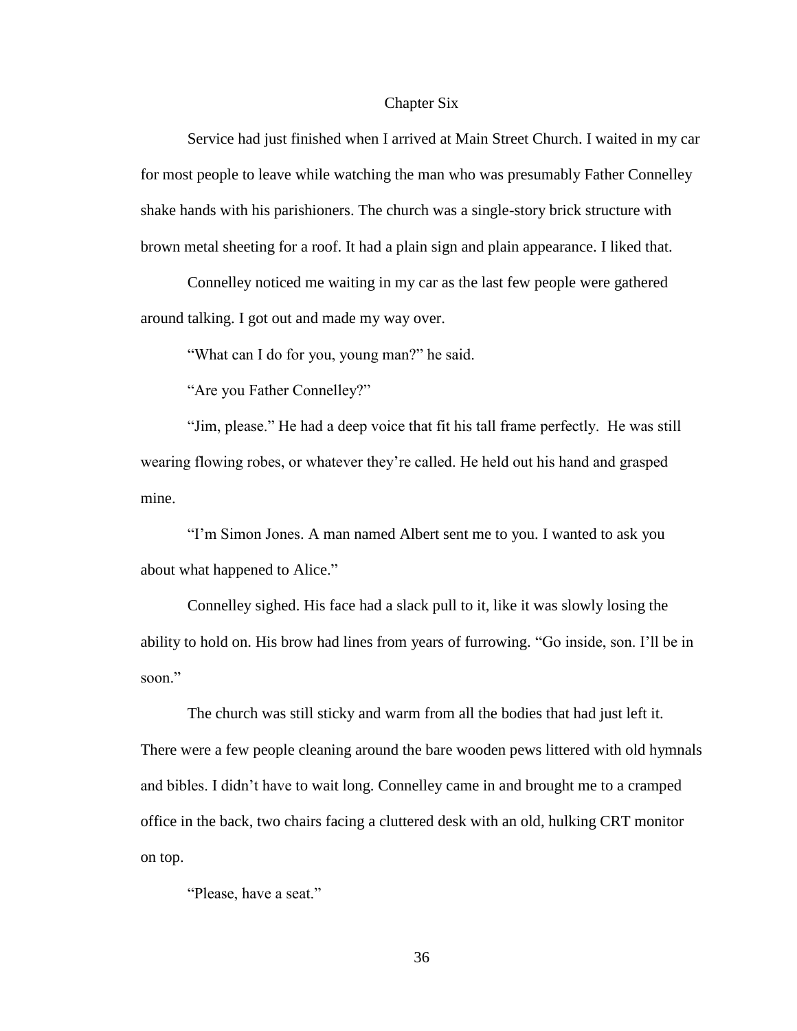## Chapter Six

Service had just finished when I arrived at Main Street Church. I waited in my car for most people to leave while watching the man who was presumably Father Connelley shake hands with his parishioners. The church was a single-story brick structure with brown metal sheeting for a roof. It had a plain sign and plain appearance. I liked that.

Connelley noticed me waiting in my car as the last few people were gathered around talking. I got out and made my way over.

"What can I do for you, young man?" he said.

"Are you Father Connelley?"

"Jim, please." He had a deep voice that fit his tall frame perfectly. He was still wearing flowing robes, or whatever they're called. He held out his hand and grasped mine.

"I'm Simon Jones. A man named Albert sent me to you. I wanted to ask you about what happened to Alice."

Connelley sighed. His face had a slack pull to it, like it was slowly losing the ability to hold on. His brow had lines from years of furrowing. "Go inside, son. I'll be in soon."

The church was still sticky and warm from all the bodies that had just left it. There were a few people cleaning around the bare wooden pews littered with old hymnals and bibles. I didn't have to wait long. Connelley came in and brought me to a cramped office in the back, two chairs facing a cluttered desk with an old, hulking CRT monitor on top.

"Please, have a seat."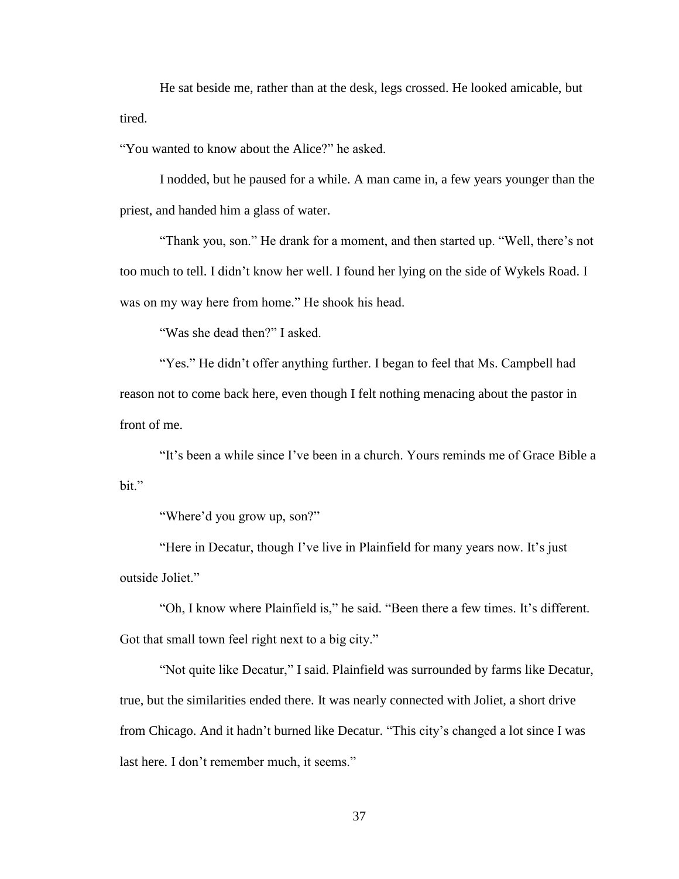He sat beside me, rather than at the desk, legs crossed. He looked amicable, but tired.

"You wanted to know about the Alice?" he asked.

I nodded, but he paused for a while. A man came in, a few years younger than the priest, and handed him a glass of water.

"Thank you, son." He drank for a moment, and then started up. "Well, there's not too much to tell. I didn't know her well. I found her lying on the side of Wykels Road. I was on my way here from home." He shook his head.

"Was she dead then?" I asked.

"Yes." He didn't offer anything further. I began to feel that Ms. Campbell had reason not to come back here, even though I felt nothing menacing about the pastor in front of me.

"It's been a while since I've been in a church. Yours reminds me of Grace Bible a bit."

"Where'd you grow up, son?"

"Here in Decatur, though I've live in Plainfield for many years now. It's just outside Joliet."

"Oh, I know where Plainfield is," he said. "Been there a few times. It's different. Got that small town feel right next to a big city."

"Not quite like Decatur," I said. Plainfield was surrounded by farms like Decatur, true, but the similarities ended there. It was nearly connected with Joliet, a short drive from Chicago. And it hadn't burned like Decatur. "This city's changed a lot since I was last here. I don't remember much, it seems."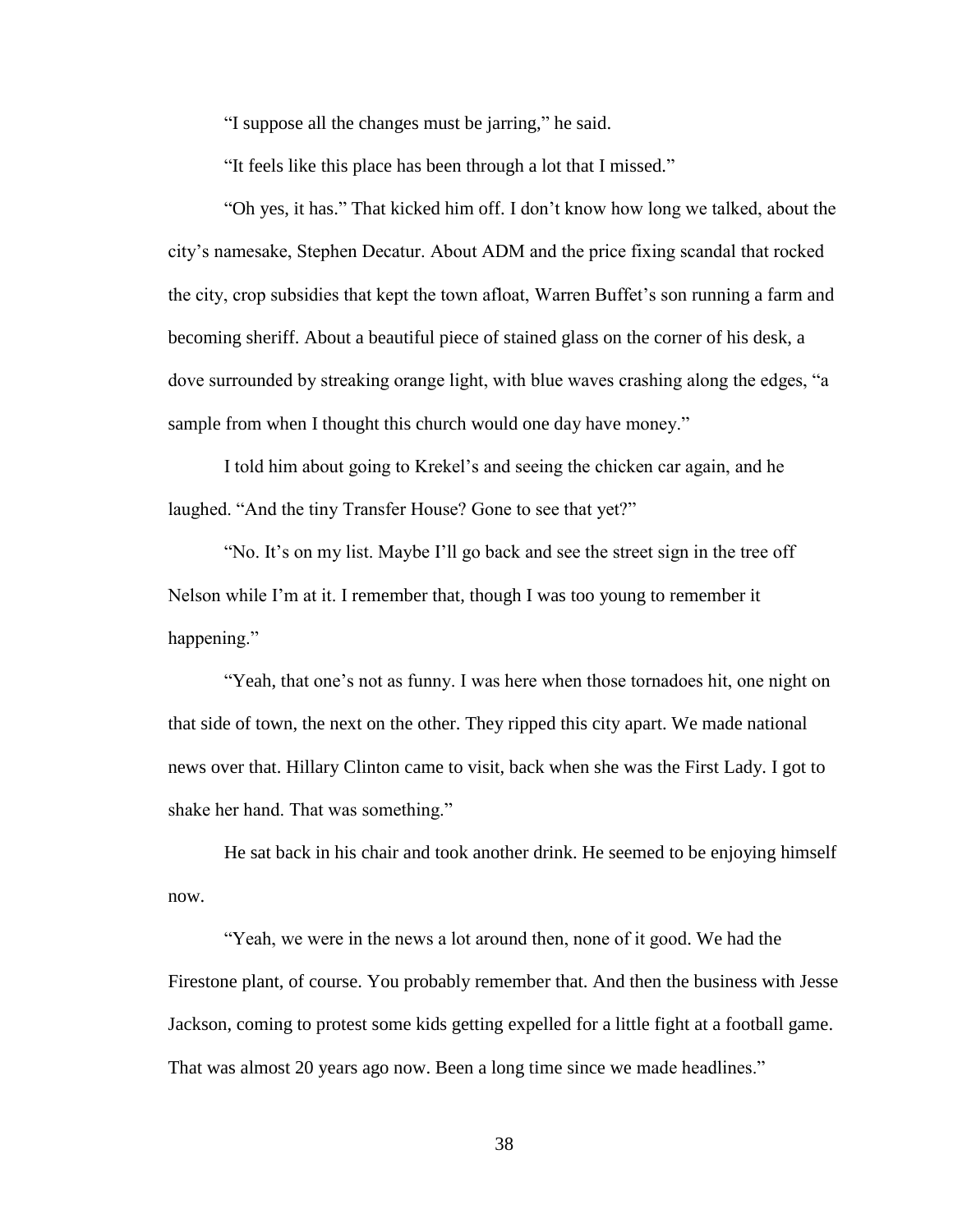"I suppose all the changes must be jarring," he said.

"It feels like this place has been through a lot that I missed."

"Oh yes, it has." That kicked him off. I don't know how long we talked, about the city's namesake, Stephen Decatur. About ADM and the price fixing scandal that rocked the city, crop subsidies that kept the town afloat, Warren Buffet's son running a farm and becoming sheriff. About a beautiful piece of stained glass on the corner of his desk, a dove surrounded by streaking orange light, with blue waves crashing along the edges, "a sample from when I thought this church would one day have money."

I told him about going to Krekel's and seeing the chicken car again, and he laughed. "And the tiny Transfer House? Gone to see that yet?"

"No. It's on my list. Maybe I'll go back and see the street sign in the tree off Nelson while I'm at it. I remember that, though I was too young to remember it happening."

"Yeah, that one's not as funny. I was here when those tornadoes hit, one night on that side of town, the next on the other. They ripped this city apart. We made national news over that. Hillary Clinton came to visit, back when she was the First Lady. I got to shake her hand. That was something."

He sat back in his chair and took another drink. He seemed to be enjoying himself now.

"Yeah, we were in the news a lot around then, none of it good. We had the Firestone plant, of course. You probably remember that. And then the business with Jesse Jackson, coming to protest some kids getting expelled for a little fight at a football game. That was almost 20 years ago now. Been a long time since we made headlines."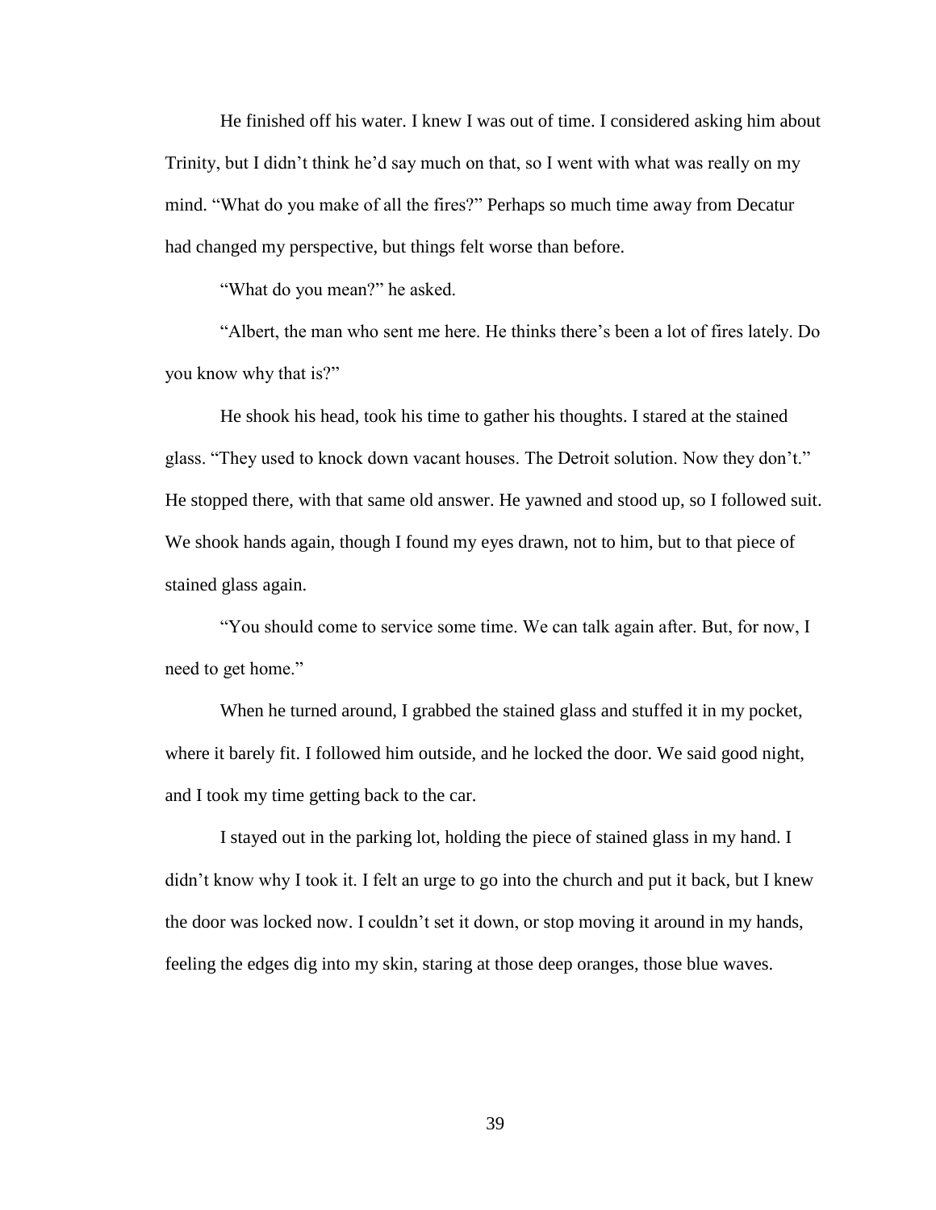He finished off his water. I knew I was out of time. I considered asking him about Trinity, but I didn't think he'd say much on that, so I went with what was really on my mind. "What do you make of all the fires?" Perhaps so much time away from Decatur had changed my perspective, but things felt worse than before.

"What do you mean?" he asked.

"Albert, the man who sent me here. He thinks there's been a lot of fires lately. Do you know why that is?"

He shook his head, took his time to gather his thoughts. I stared at the stained glass. "They used to knock down vacant houses. The Detroit solution. Now they don't." He stopped there, with that same old answer. He yawned and stood up, so I followed suit. We shook hands again, though I found my eyes drawn, not to him, but to that piece of stained glass again.

"You should come to service some time. We can talk again after. But, for now, I need to get home."

When he turned around, I grabbed the stained glass and stuffed it in my pocket, where it barely fit. I followed him outside, and he locked the door. We said good night, and I took my time getting back to the car.

I stayed out in the parking lot, holding the piece of stained glass in my hand. I didn't know why I took it. I felt an urge to go into the church and put it back, but I knew the door was locked now. I couldn't set it down, or stop moving it around in my hands, feeling the edges dig into my skin, staring at those deep oranges, those blue waves.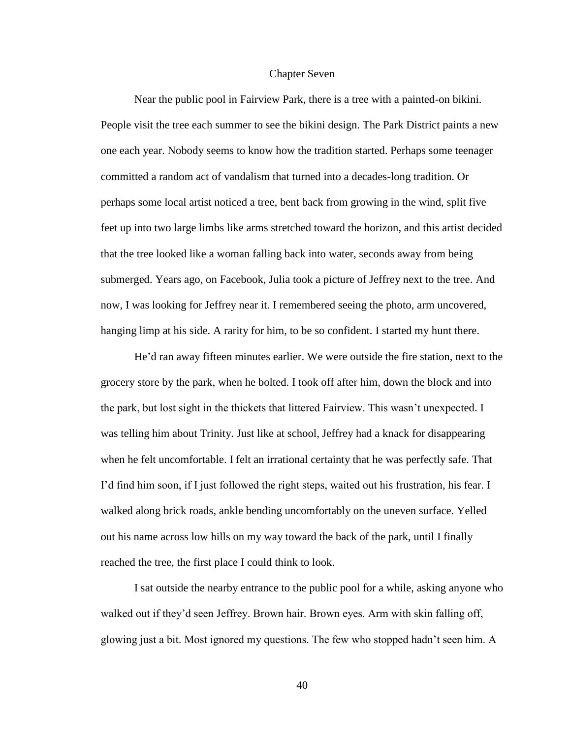# Chapter Seven

Near the public pool in Fairview Park, there is a tree with a painted-on bikini. People visit the tree each summer to see the bikini design. The Park District paints a new one each year. Nobody seems to know how the tradition started. Perhaps some teenager committed a random act of vandalism that turned into a decades-long tradition. Or perhaps some local artist noticed a tree, bent back from growing in the wind, split five feet up into two large limbs like arms stretched toward the horizon, and this artist decided that the tree looked like a woman falling back into water, seconds away from being submerged. Years ago, on Facebook, Julia took a picture of Jeffrey next to the tree. And now, I was looking for Jeffrey near it. I remembered seeing the photo, arm uncovered, hanging limp at his side. A rarity for him, to be so confident. I started my hunt there.

He'd ran away fifteen minutes earlier. We were outside the fire station, next to the grocery store by the park, when he bolted. I took off after him, down the block and into the park, but lost sight in the thickets that littered Fairview. This wasn't unexpected. I was telling him about Trinity. Just like at school, Jeffrey had a knack for disappearing when he felt uncomfortable. I felt an irrational certainty that he was perfectly safe. That I'd find him soon, if I just followed the right steps, waited out his frustration, his fear. I walked along brick roads, ankle bending uncomfortably on the uneven surface. Yelled out his name across low hills on my way toward the back of the park, until I finally reached the tree, the first place I could think to look.

I sat outside the nearby entrance to the public pool for a while, asking anyone who walked out if they'd seen Jeffrey. Brown hair. Brown eyes. Arm with skin falling off, glowing just a bit. Most ignored my questions. The few who stopped hadn't seen him. A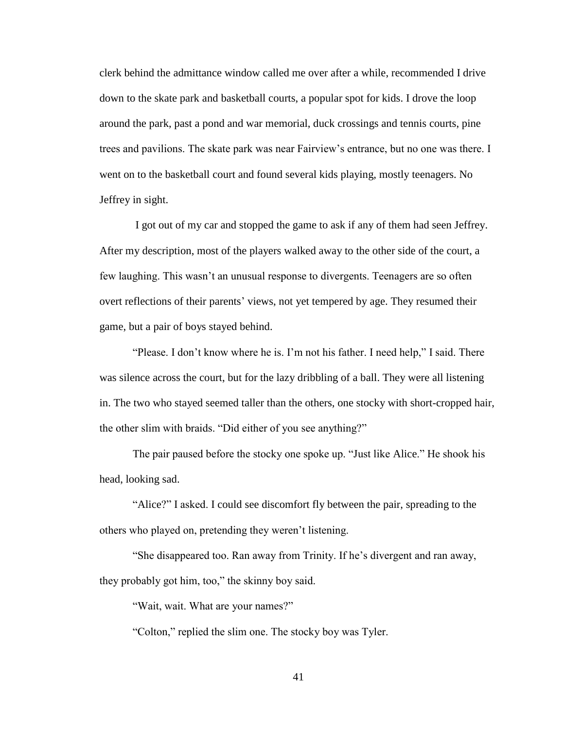clerk behind the admittance window called me over after a while, recommended I drive down to the skate park and basketball courts, a popular spot for kids. I drove the loop around the park, past a pond and war memorial, duck crossings and tennis courts, pine trees and pavilions. The skate park was near Fairview's entrance, but no one was there. I went on to the basketball court and found several kids playing, mostly teenagers. No Jeffrey in sight.

I got out of my car and stopped the game to ask if any of them had seen Jeffrey. After my description, most of the players walked away to the other side of the court, a few laughing. This wasn't an unusual response to divergents. Teenagers are so often overt reflections of their parents' views, not yet tempered by age. They resumed their game, but a pair of boys stayed behind.

"Please. I don't know where he is. I'm not his father. I need help," I said. There was silence across the court, but for the lazy dribbling of a ball. They were all listening in. The two who stayed seemed taller than the others, one stocky with short-cropped hair, the other slim with braids. "Did either of you see anything?"

The pair paused before the stocky one spoke up. "Just like Alice." He shook his head, looking sad.

"Alice?" I asked. I could see discomfort fly between the pair, spreading to the others who played on, pretending they weren't listening.

"She disappeared too. Ran away from Trinity. If he's divergent and ran away, they probably got him, too," the skinny boy said.

"Wait, wait. What are your names?"

"Colton," replied the slim one. The stocky boy was Tyler.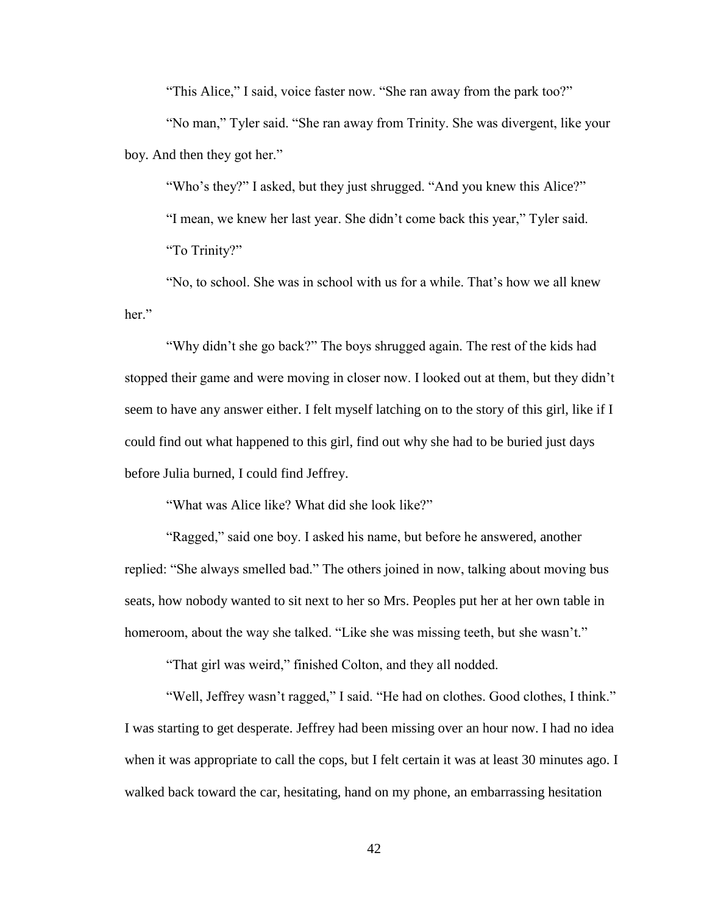"This Alice," I said, voice faster now. "She ran away from the park too?"

"No man," Tyler said. "She ran away from Trinity. She was divergent, like your boy. And then they got her."

"Who's they?" I asked, but they just shrugged. "And you knew this Alice?"

"I mean, we knew her last year. She didn't come back this year," Tyler said.

"To Trinity?"

"No, to school. She was in school with us for a while. That's how we all knew her."

"Why didn't she go back?" The boys shrugged again. The rest of the kids had stopped their game and were moving in closer now. I looked out at them, but they didn't seem to have any answer either. I felt myself latching on to the story of this girl, like if I could find out what happened to this girl, find out why she had to be buried just days before Julia burned, I could find Jeffrey.

"What was Alice like? What did she look like?"

"Ragged," said one boy. I asked his name, but before he answered, another replied: "She always smelled bad." The others joined in now, talking about moving bus seats, how nobody wanted to sit next to her so Mrs. Peoples put her at her own table in homeroom, about the way she talked. "Like she was missing teeth, but she wasn't."

"That girl was weird," finished Colton, and they all nodded.

"Well, Jeffrey wasn't ragged," I said. "He had on clothes. Good clothes, I think." I was starting to get desperate. Jeffrey had been missing over an hour now. I had no idea when it was appropriate to call the cops, but I felt certain it was at least 30 minutes ago. I walked back toward the car, hesitating, hand on my phone, an embarrassing hesitation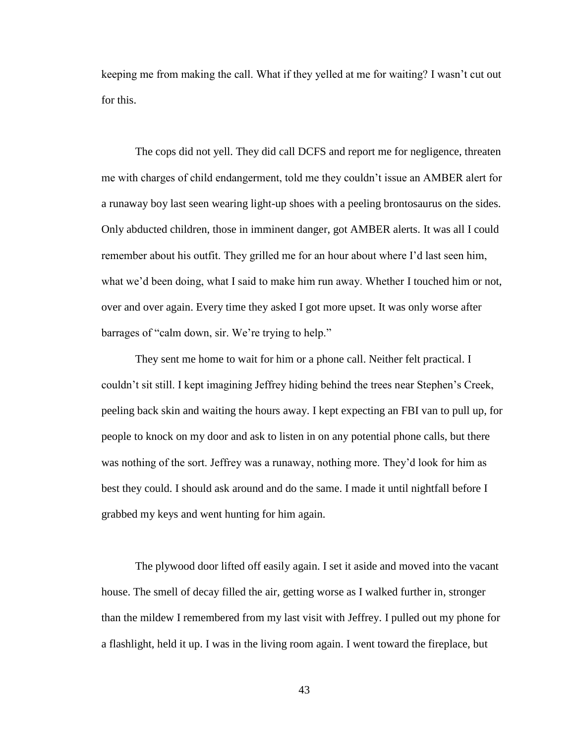keeping me from making the call. What if they yelled at me for waiting? I wasn't cut out for this.

The cops did not yell. They did call DCFS and report me for negligence, threaten me with charges of child endangerment, told me they couldn't issue an AMBER alert for a runaway boy last seen wearing light-up shoes with a peeling brontosaurus on the sides. Only abducted children, those in imminent danger, got AMBER alerts. It was all I could remember about his outfit. They grilled me for an hour about where I'd last seen him, what we'd been doing, what I said to make him run away. Whether I touched him or not, over and over again. Every time they asked I got more upset. It was only worse after barrages of "calm down, sir. We're trying to help."

They sent me home to wait for him or a phone call. Neither felt practical. I couldn't sit still. I kept imagining Jeffrey hiding behind the trees near Stephen's Creek, peeling back skin and waiting the hours away. I kept expecting an FBI van to pull up, for people to knock on my door and ask to listen in on any potential phone calls, but there was nothing of the sort. Jeffrey was a runaway, nothing more. They'd look for him as best they could. I should ask around and do the same. I made it until nightfall before I grabbed my keys and went hunting for him again.

The plywood door lifted off easily again. I set it aside and moved into the vacant house. The smell of decay filled the air, getting worse as I walked further in, stronger than the mildew I remembered from my last visit with Jeffrey. I pulled out my phone for a flashlight, held it up. I was in the living room again. I went toward the fireplace, but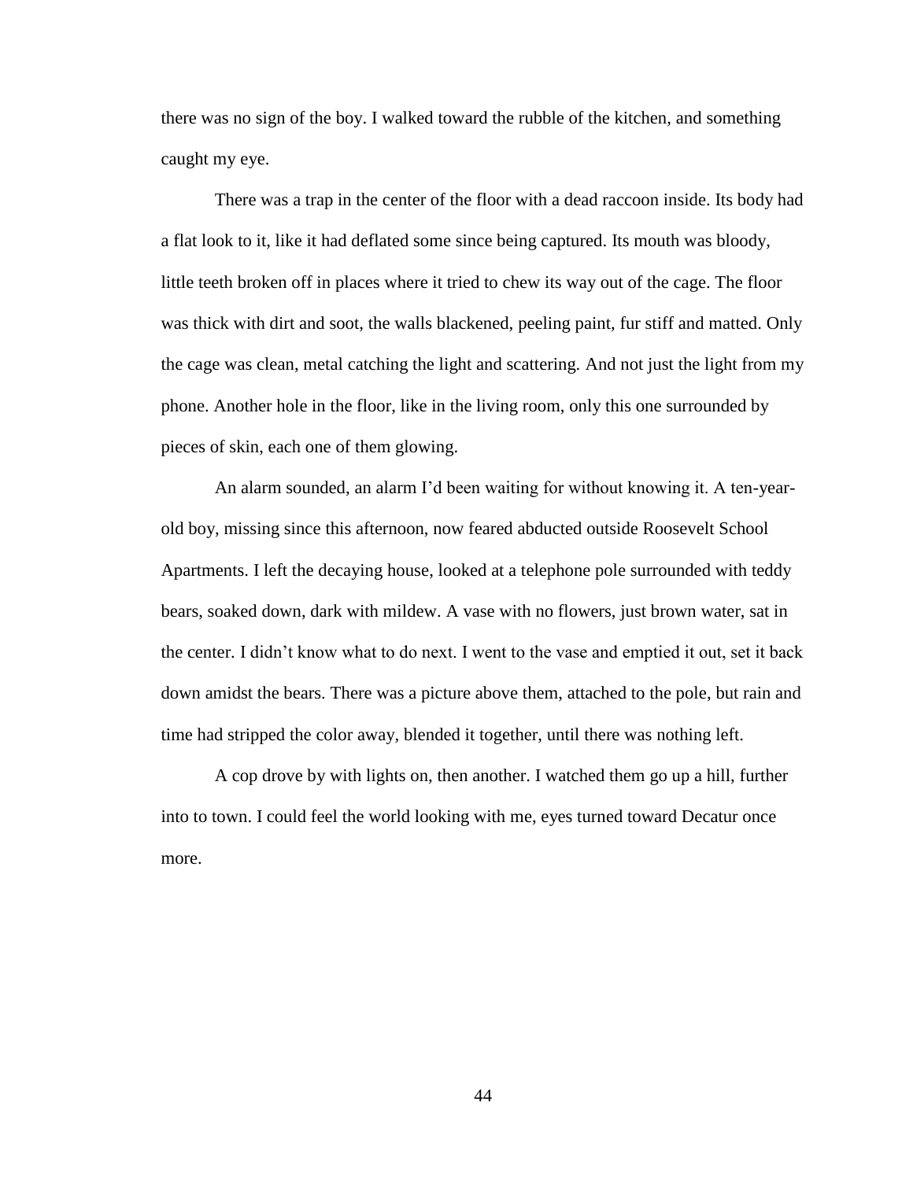there was no sign of the boy. I walked toward the rubble of the kitchen, and something caught my eye.

There was a trap in the center of the floor with a dead raccoon inside. Its body had a flat look to it, like it had deflated some since being captured. Its mouth was bloody, little teeth broken off in places where it tried to chew its way out of the cage. The floor was thick with dirt and soot, the walls blackened, peeling paint, fur stiff and matted. Only the cage was clean, metal catching the light and scattering. And not just the light from my phone. Another hole in the floor, like in the living room, only this one surrounded by pieces of skin, each one of them glowing.

An alarm sounded, an alarm I'd been waiting for without knowing it. A ten-year-old boy, missing since this afternoon, now feared abducted outside Roosevelt School Apartments. I left the decaying house, looked at a telephone pole surrounded with teddy bears, soaked down, dark with mildew. A vase with no flowers, just brown water, sat in the center. I didn't know what to do next. I went to the vase and emptied it out, set it back down amidst the bears. There was a picture above them, attached to the pole, but rain and time had stripped the color away, blended it together, until there was nothing left.

A cop drove by with lights on, then another. I watched them go up a hill, further into to town. I could feel the world looking with me, eyes turned toward Decatur once more.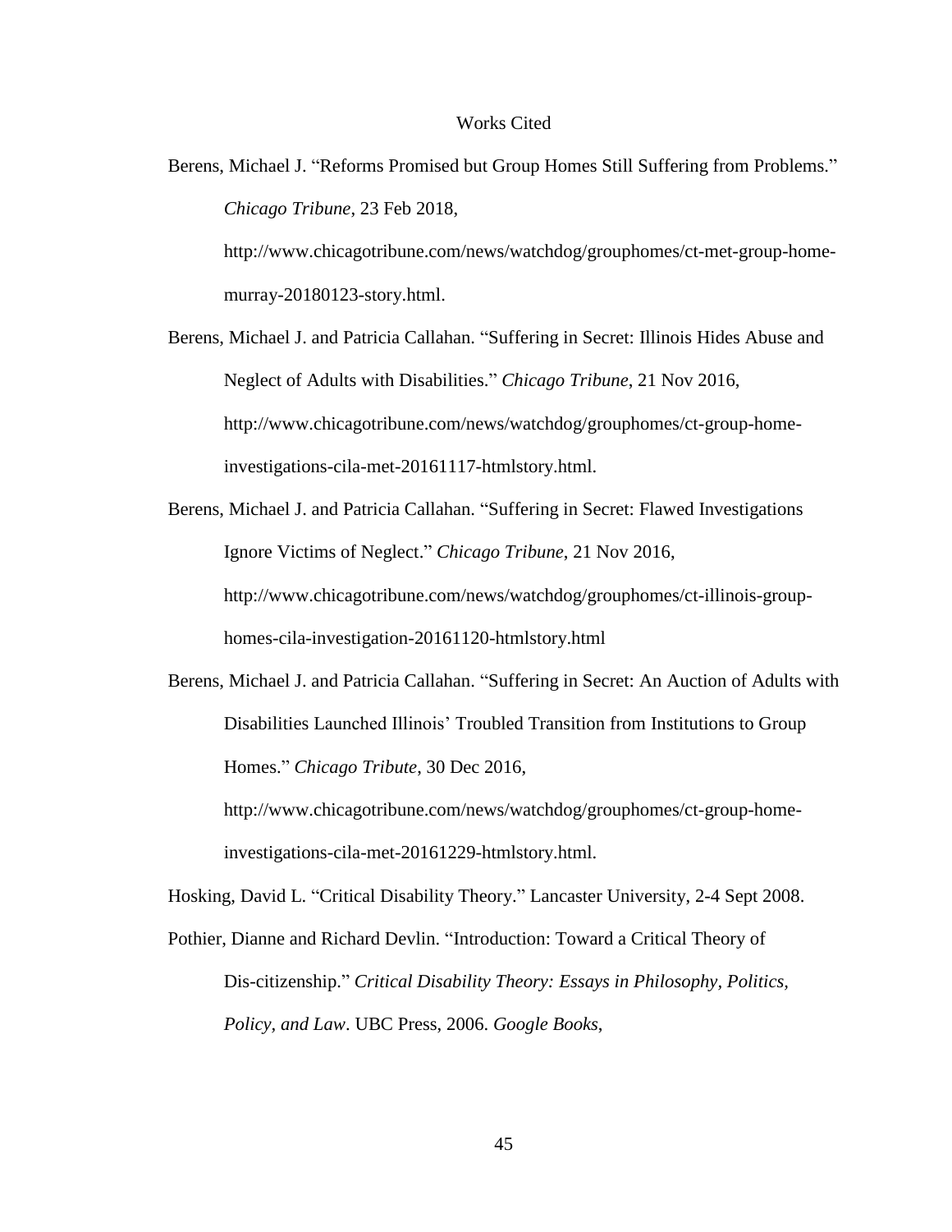# Works Cited

Berens, Michael J. “Reforms Promised but Group Homes Still Suffering from Problems.” *Chicago Tribune*, 23 Feb 2018, http://www.chicagotribune.com/news/watchdog/grouphomes/ct-met-group-home-murray-20180123-story.html.

Berens, Michael J. and Patricia Callahan. “Suffering in Secret: Illinois Hides Abuse and Neglect of Adults with Disabilities.” *Chicago Tribune*, 21 Nov 2016, http://www.chicagotribune.com/news/watchdog/grouphomes/ct-group-home-investigations-cila-met-20161117-htmlstory.html.

Berens, Michael J. and Patricia Callahan. “Suffering in Secret: Flawed Investigations Ignore Victims of Neglect.” *Chicago Tribune*, 21 Nov 2016, http://www.chicagotribune.com/news/watchdog/grouphomes/ct-illinois-group-homes-cila-investigation-20161120-htmlstory.html

Berens, Michael J. and Patricia Callahan. “Suffering in Secret: An Auction of Adults with Disabilities Launched Illinois’ Troubled Transition from Institutions to Group Homes.” *Chicago Tribute*, 30 Dec 2016, http://www.chicagotribune.com/news/watchdog/grouphomes/ct-group-home-investigations-cila-met-20161229-htmlstory.html.

Hosking, David L. “Critical Disability Theory.” Lancaster University, 2-4 Sept 2008.

Pothier, Dianne and Richard Devlin. “Introduction: Toward a Critical Theory of Dis-citizenship.” *Critical Disability Theory: Essays in Philosophy, Politics, Policy, and Law*. UBC Press, 2006. *Google Books*,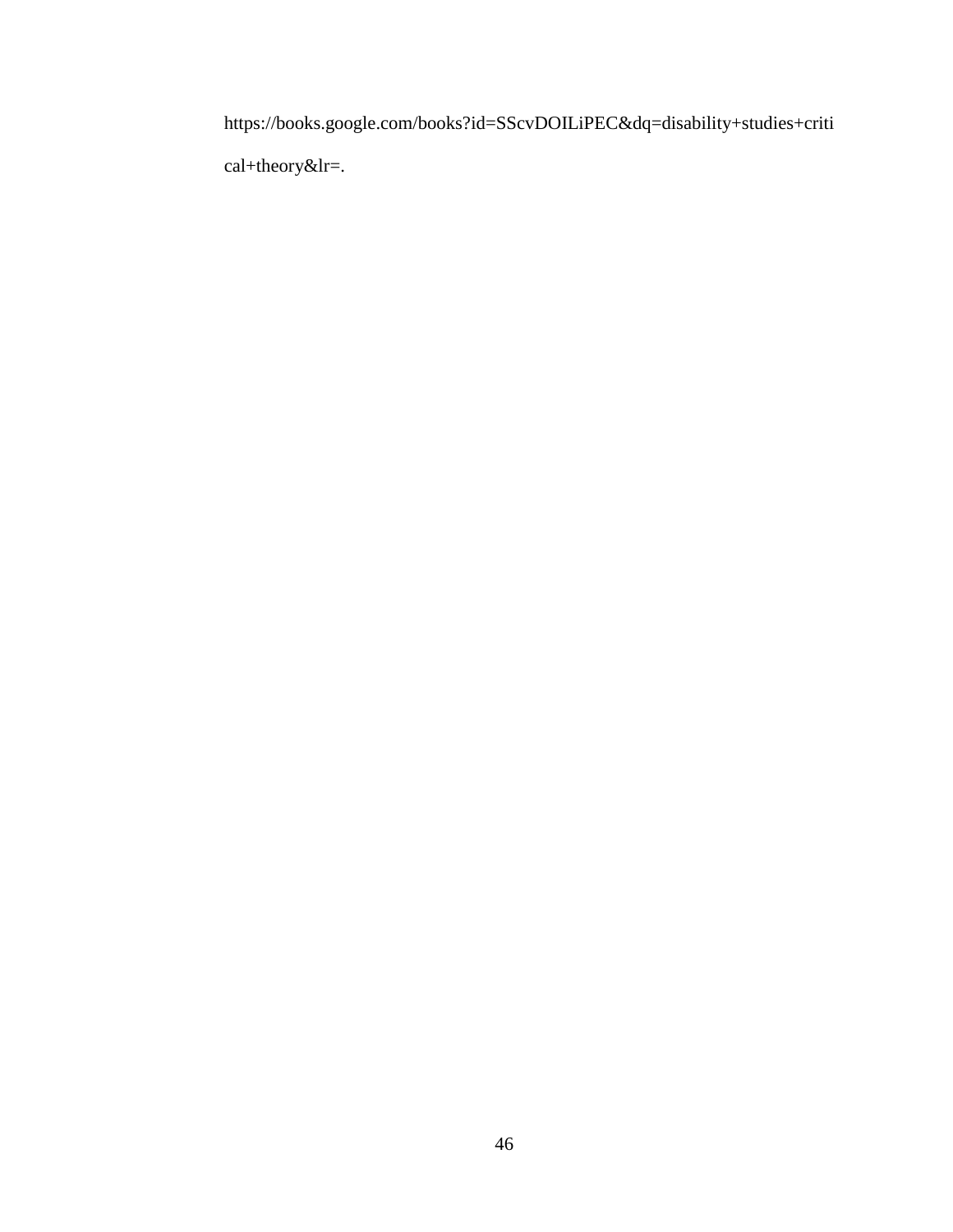https://books.google.com/books?id=SScvDOILiPEC&dq=disability+studies+critical+theory&lr=.